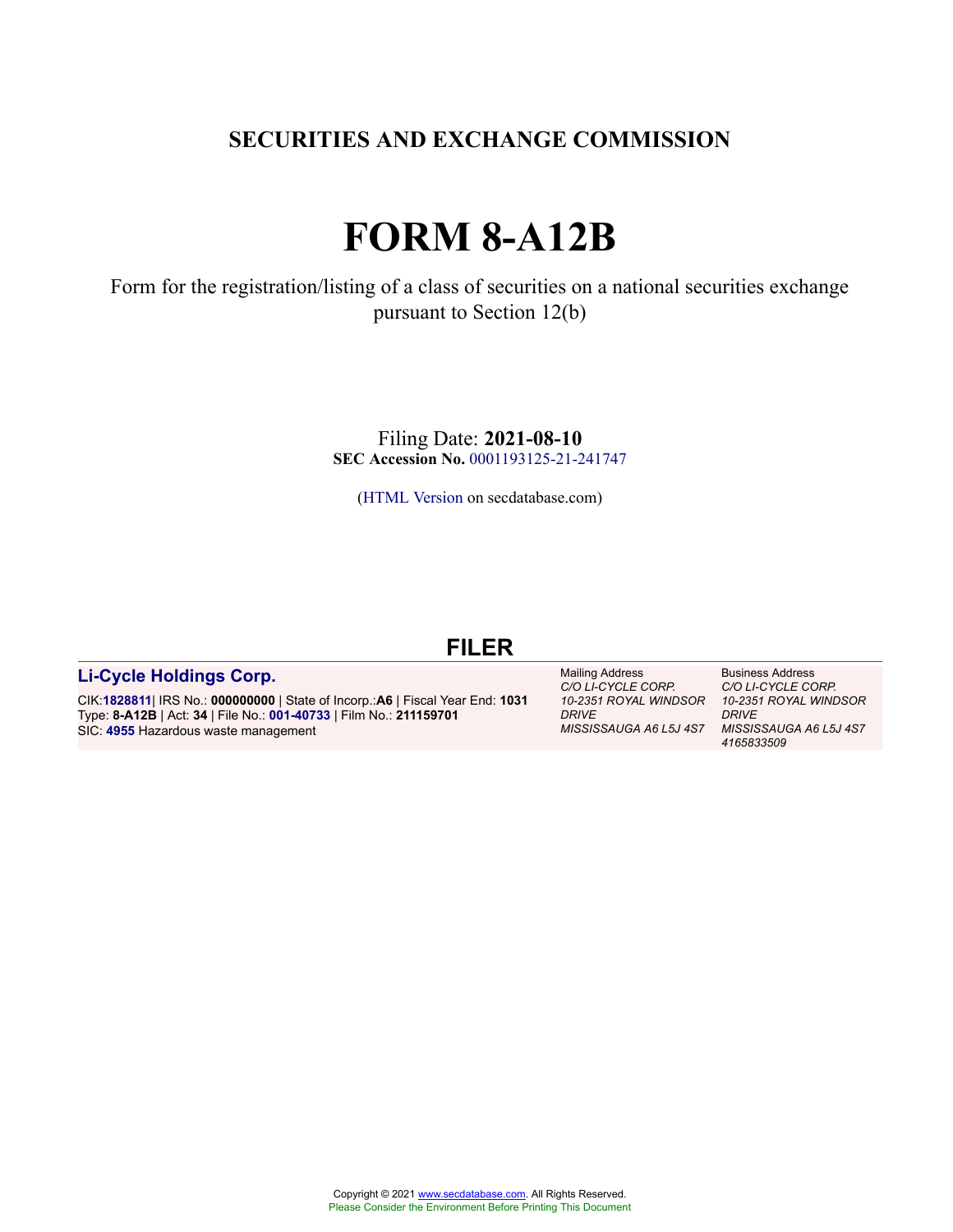# SECURITIES AND EXCHANGE COMMISSION

# FORM 8-A12B

Form for the registration/listing of a class of securities on a national securities exchange pursuant to Section 12(b)

Filing Date: **2021-08-10**
**SEC Accession No.** 0001193125-21-241747

(HTML Version on secdatabase.com)

## FILER

| **Li-Cycle Holdings Corp.** | Mailing Address | Business Address |
|---|---|---|
| CIK:**1828811**\| IRS No.: **000000000** \| State of Incorp.:**A6** \| Fiscal Year End: **1031**<br>Type: **8-A12B** \| Act: **34** \| File No.: **001-40733** \| Film No.: **211159701**<br>SIC: **4955** Hazardous waste management | *C/O LI-CYCLE CORP.*<br>*10-2351 ROYAL WINDSOR DRIVE*<br>*MISSISSAUGA A6 L5J 4S7* | *C/O LI-CYCLE CORP.*<br>*10-2351 ROYAL WINDSOR DRIVE*<br>*MISSISSAUGA A6 L5J 4S7*<br>*4165833509* |

Copyright © 2021 www.secdatabase.com. All Rights Reserved.
Please Consider the Environment Before Printing This Document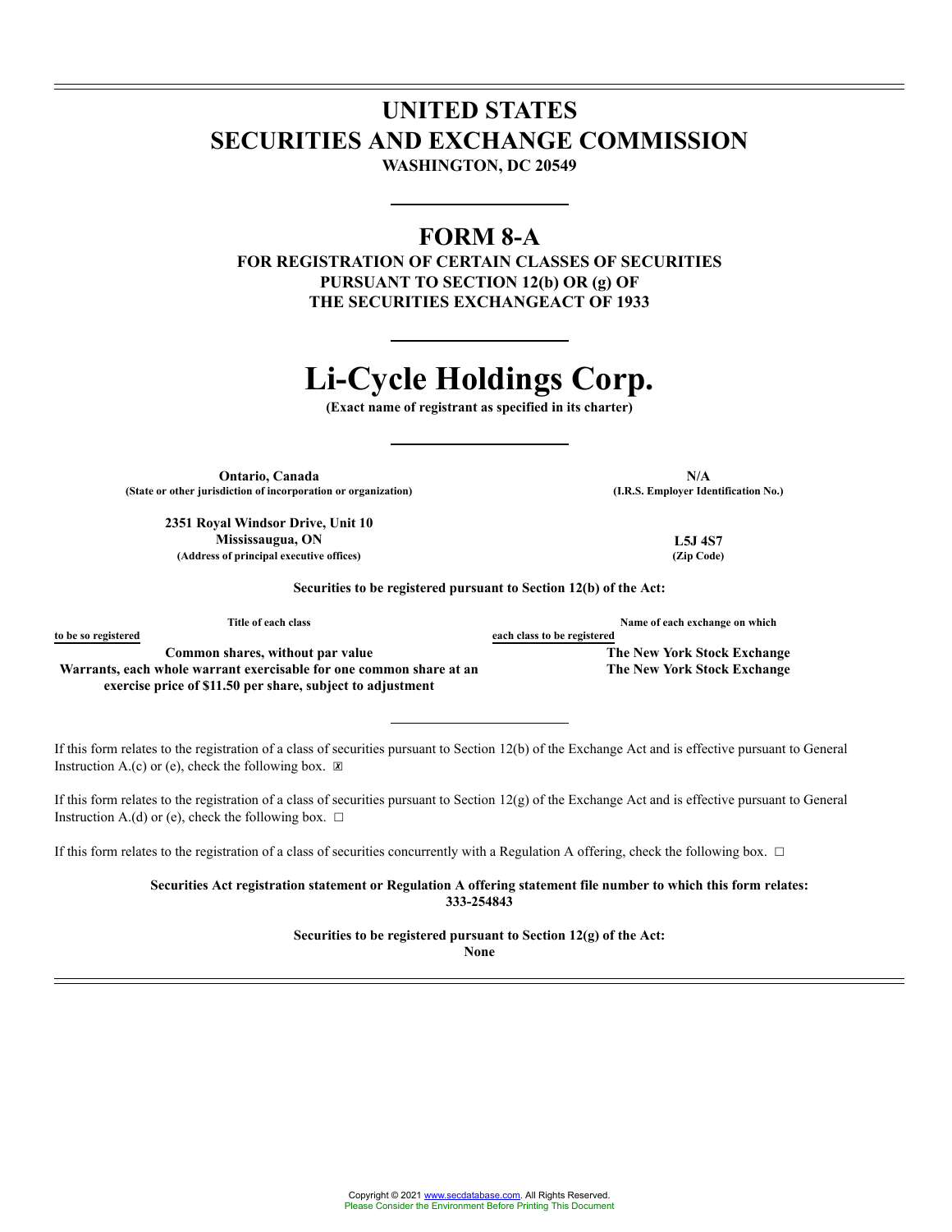# UNITED STATES
# SECURITIES AND EXCHANGE COMMISSION

**WASHINGTON, DC 20549**

---

## FORM 8-A

**FOR REGISTRATION OF CERTAIN CLASSES OF SECURITIES PURSUANT TO SECTION 12(b) OR (g) OF THE SECURITIES EXCHANGEACT OF 1933**

---

# Li-Cycle Holdings Corp.

**(Exact name of registrant as specified in its charter)**

---

| **Ontario, Canada** | **N/A** |
|---|---|
| **(State or other jurisdiction of incorporation or organization)** | **(I.R.S. Employer Identification No.)** |
| **2351 Royal Windsor Drive, Unit 10**<br>**Mississaugua, ON** | **L5J 4S7** |
| **(Address of principal executive offices)** | **(Zip Code)** |

**Securities to be registered pursuant to Section 12(b) of the Act:**

| Title of each class to be so registered | Name of each exchange on which each class to be registered |
|---|---|
| **Common shares, without par value** | **The New York Stock Exchange** |
| **Warrants, each whole warrant exercisable for one common share at an exercise price of $11.50 per share, subject to adjustment** | **The New York Stock Exchange** |

---

If this form relates to the registration of a class of securities pursuant to Section 12(b) of the Exchange Act and is effective pursuant to General Instruction A.(c) or (e), check the following box. ☒

If this form relates to the registration of a class of securities pursuant to Section 12(g) of the Exchange Act and is effective pursuant to General Instruction A.(d) or (e), check the following box. ☐

If this form relates to the registration of a class of securities concurrently with a Regulation A offering, check the following box. ☐

**Securities Act registration statement or Regulation A offering statement file number to which this form relates: 333-254843**

**Securities to be registered pursuant to Section 12(g) of the Act: None**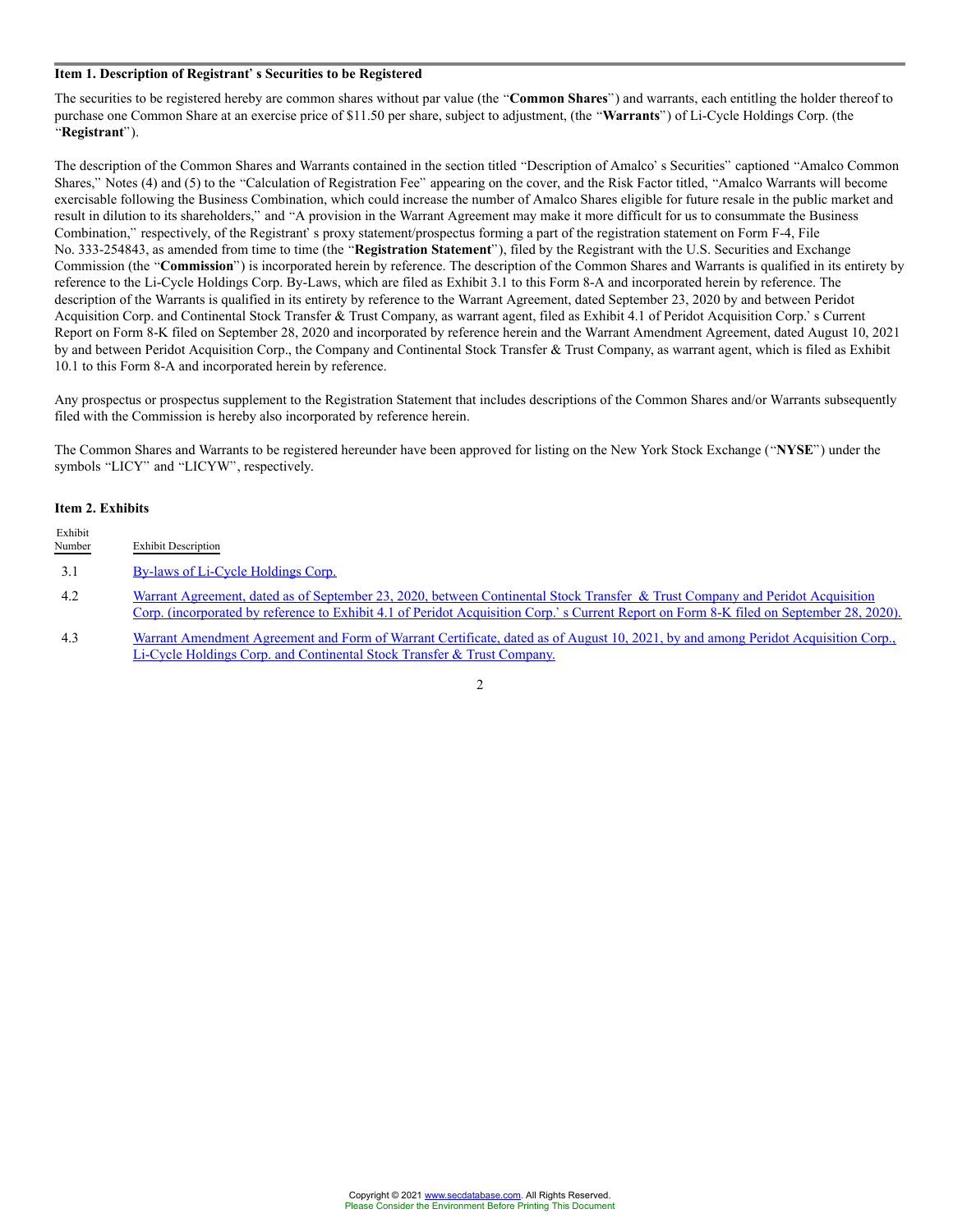## Item 1. Description of Registrant' s Securities to be Registered

The securities to be registered hereby are common shares without par value (the "**Common Shares**") and warrants, each entitling the holder thereof to purchase one Common Share at an exercise price of $11.50 per share, subject to adjustment, (the "**Warrants**") of Li-Cycle Holdings Corp. (the "**Registrant**").

The description of the Common Shares and Warrants contained in the section titled "Description of Amalco' s Securities" captioned "Amalco Common Shares," Notes (4) and (5) to the "Calculation of Registration Fee" appearing on the cover, and the Risk Factor titled, "Amalco Warrants will become exercisable following the Business Combination, which could increase the number of Amalco Shares eligible for future resale in the public market and result in dilution to its shareholders," and "A provision in the Warrant Agreement may make it more difficult for us to consummate the Business Combination," respectively, of the Registrant' s proxy statement/prospectus forming a part of the registration statement on Form F-4, File No. 333-254843, as amended from time to time (the "**Registration Statement**"), filed by the Registrant with the U.S. Securities and Exchange Commission (the "**Commission**") is incorporated herein by reference. The description of the Common Shares and Warrants is qualified in its entirety by reference to the Li-Cycle Holdings Corp. By-Laws, which are filed as Exhibit 3.1 to this Form 8-A and incorporated herein by reference. The description of the Warrants is qualified in its entirety by reference to the Warrant Agreement, dated September 23, 2020 by and between Peridot Acquisition Corp. and Continental Stock Transfer & Trust Company, as warrant agent, filed as Exhibit 4.1 of Peridot Acquisition Corp.' s Current Report on Form 8-K filed on September 28, 2020 and incorporated by reference herein and the Warrant Amendment Agreement, dated August 10, 2021 by and between Peridot Acquisition Corp., the Company and Continental Stock Transfer & Trust Company, as warrant agent, which is filed as Exhibit 10.1 to this Form 8-A and incorporated herein by reference.

Any prospectus or prospectus supplement to the Registration Statement that includes descriptions of the Common Shares and/or Warrants subsequently filed with the Commission is hereby also incorporated by reference herein.

The Common Shares and Warrants to be registered hereunder have been approved for listing on the New York Stock Exchange ("**NYSE**") under the symbols "LICY" and "LICYW", respectively.

## Item 2. Exhibits

| Exhibit Number | Exhibit Description |
|---|---|
| 3.1 | By-laws of Li-Cycle Holdings Corp. |
| 4.2 | Warrant Agreement, dated as of September 23, 2020, between Continental Stock Transfer & Trust Company and Peridot Acquisition Corp. (incorporated by reference to Exhibit 4.1 of Peridot Acquisition Corp.' s Current Report on Form 8-K filed on September 28, 2020). |
| 4.3 | Warrant Amendment Agreement and Form of Warrant Certificate, dated as of August 10, 2021, by and among Peridot Acquisition Corp., Li-Cycle Holdings Corp. and Continental Stock Transfer & Trust Company. |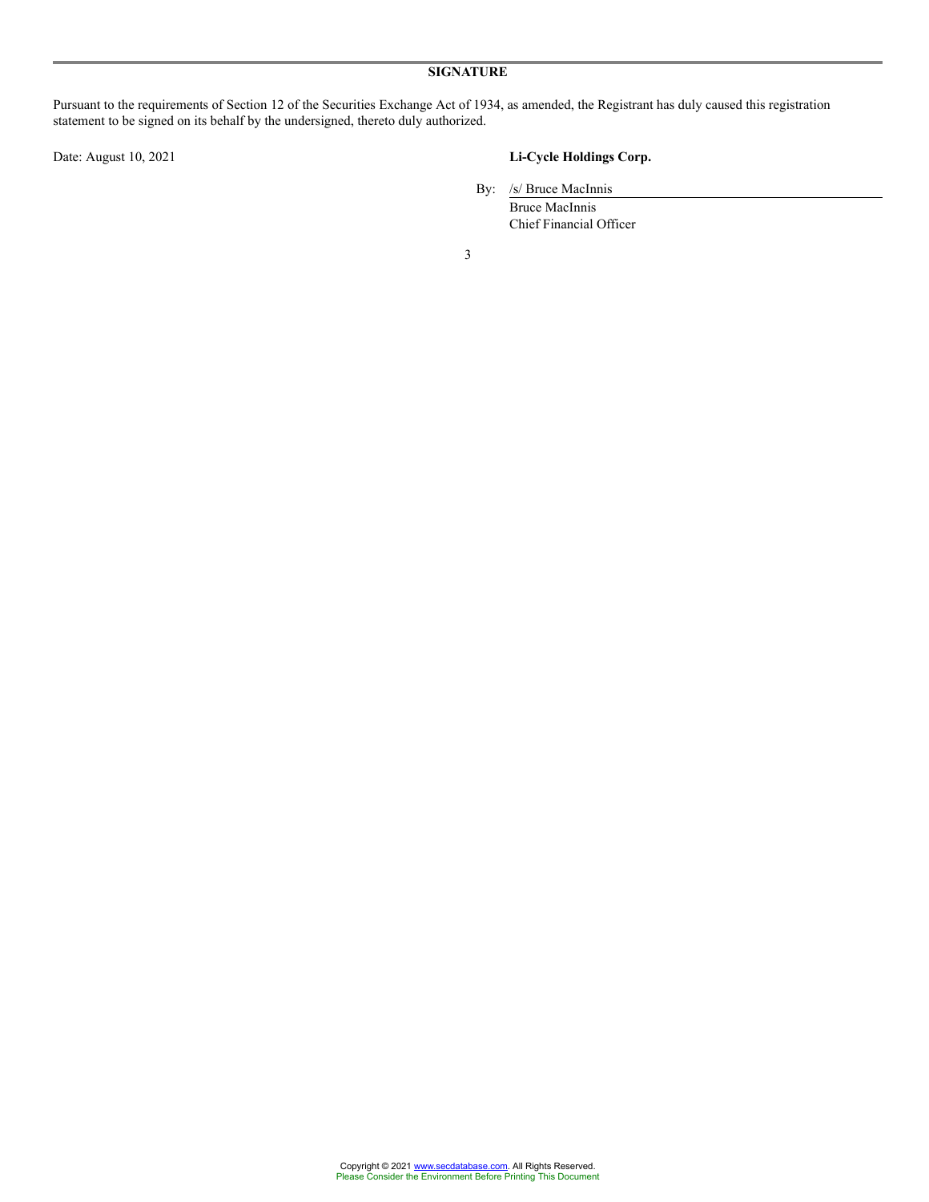## SIGNATURE

Pursuant to the requirements of Section 12 of the Securities Exchange Act of 1934, as amended, the Registrant has duly caused this registration statement to be signed on its behalf by the undersigned, thereto duly authorized.

Date: August 10, 2021

**Li-Cycle Holdings Corp.**

By: /s/ Bruce MacInnis
Bruce MacInnis
Chief Financial Officer

Copyright © 2021 www.secdatabase.com. All Rights Reserved.
Please Consider the Environment Before Printing This Document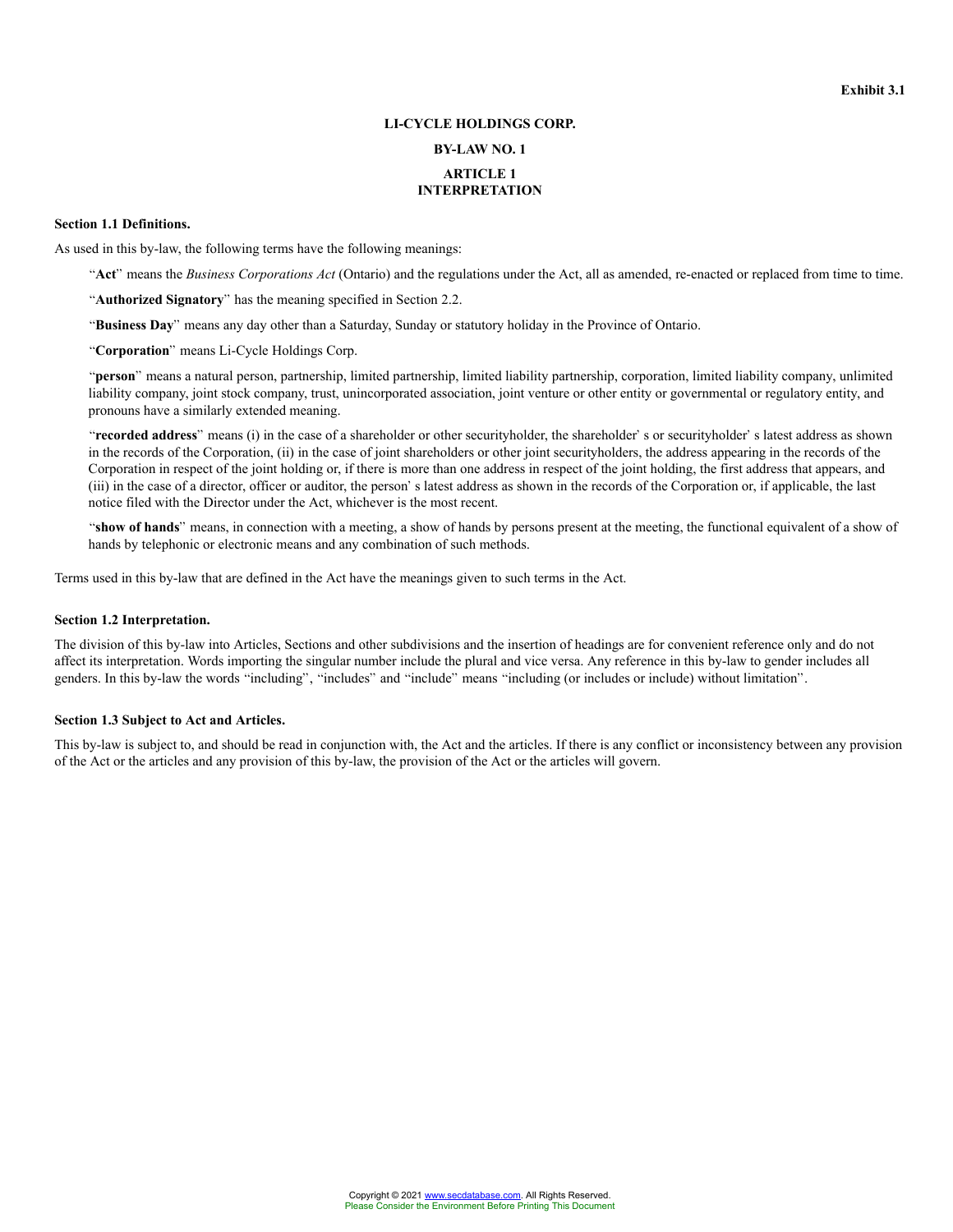**Exhibit 3.1**

# LI-CYCLE HOLDINGS CORP.

## BY-LAW NO. 1

## ARTICLE 1 INTERPRETATION

### Section 1.1 Definitions.

As used in this by-law, the following terms have the following meanings:

"**Act**" means the *Business Corporations Act* (Ontario) and the regulations under the Act, all as amended, re-enacted or replaced from time to time.

"**Authorized Signatory**" has the meaning specified in Section 2.2.

"**Business Day**" means any day other than a Saturday, Sunday or statutory holiday in the Province of Ontario.

"**Corporation**" means Li-Cycle Holdings Corp.

"**person**" means a natural person, partnership, limited partnership, limited liability partnership, corporation, limited liability company, unlimited liability company, joint stock company, trust, unincorporated association, joint venture or other entity or governmental or regulatory entity, and pronouns have a similarly extended meaning.

"**recorded address**" means (i) in the case of a shareholder or other securityholder, the shareholder's or securityholder's latest address as shown in the records of the Corporation, (ii) in the case of joint shareholders or other joint securityholders, the address appearing in the records of the Corporation in respect of the joint holding or, if there is more than one address in respect of the joint holding, the first address that appears, and (iii) in the case of a director, officer or auditor, the person's latest address as shown in the records of the Corporation or, if applicable, the last notice filed with the Director under the Act, whichever is the most recent.

"**show of hands**" means, in connection with a meeting, a show of hands by persons present at the meeting, the functional equivalent of a show of hands by telephonic or electronic means and any combination of such methods.

Terms used in this by-law that are defined in the Act have the meanings given to such terms in the Act.

### Section 1.2 Interpretation.

The division of this by-law into Articles, Sections and other subdivisions and the insertion of headings are for convenient reference only and do not affect its interpretation. Words importing the singular number include the plural and vice versa. Any reference in this by-law to gender includes all genders. In this by-law the words "including", "includes" and "include" means "including (or includes or include) without limitation".

### Section 1.3 Subject to Act and Articles.

This by-law is subject to, and should be read in conjunction with, the Act and the articles. If there is any conflict or inconsistency between any provision of the Act or the articles and any provision of this by-law, the provision of the Act or the articles will govern.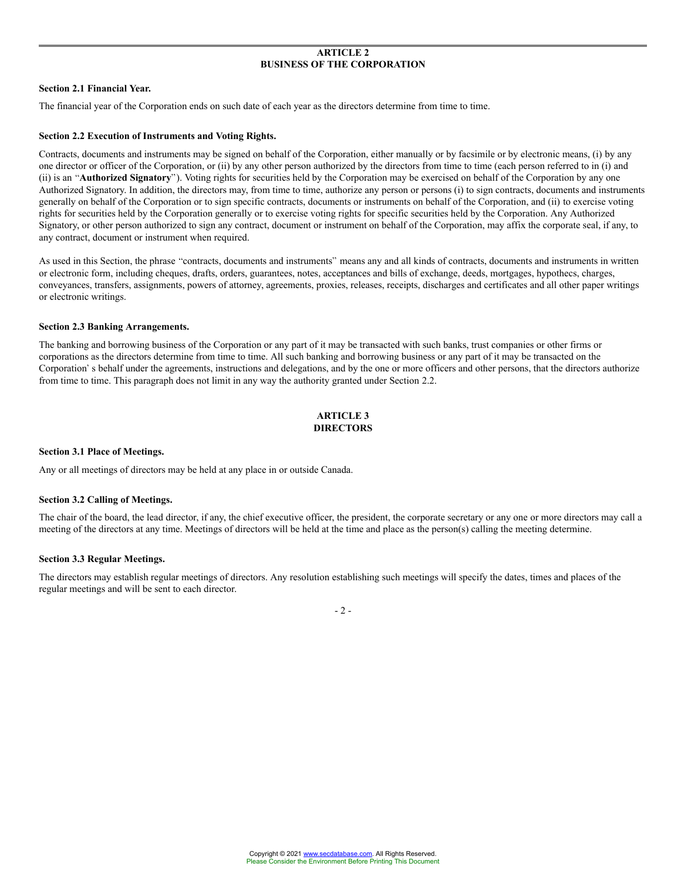## ARTICLE 2
## BUSINESS OF THE CORPORATION

**Section 2.1 Financial Year.**

The financial year of the Corporation ends on such date of each year as the directors determine from time to time.

**Section 2.2 Execution of Instruments and Voting Rights.**

Contracts, documents and instruments may be signed on behalf of the Corporation, either manually or by facsimile or by electronic means, (i) by any one director or officer of the Corporation, or (ii) by any other person authorized by the directors from time to time (each person referred to in (i) and (ii) is an "**Authorized Signatory**"). Voting rights for securities held by the Corporation may be exercised on behalf of the Corporation by any one Authorized Signatory. In addition, the directors may, from time to time, authorize any person or persons (i) to sign contracts, documents and instruments generally on behalf of the Corporation or to sign specific contracts, documents or instruments on behalf of the Corporation, and (ii) to exercise voting rights for securities held by the Corporation generally or to exercise voting rights for specific securities held by the Corporation. Any Authorized Signatory, or other person authorized to sign any contract, document or instrument on behalf of the Corporation, may affix the corporate seal, if any, to any contract, document or instrument when required.

As used in this Section, the phrase "contracts, documents and instruments" means any and all kinds of contracts, documents and instruments in written or electronic form, including cheques, drafts, orders, guarantees, notes, acceptances and bills of exchange, deeds, mortgages, hypothecs, charges, conveyances, transfers, assignments, powers of attorney, agreements, proxies, releases, receipts, discharges and certificates and all other paper writings or electronic writings.

**Section 2.3 Banking Arrangements.**

The banking and borrowing business of the Corporation or any part of it may be transacted with such banks, trust companies or other firms or corporations as the directors determine from time to time. All such banking and borrowing business or any part of it may be transacted on the Corporation' s behalf under the agreements, instructions and delegations, and by the one or more officers and other persons, that the directors authorize from time to time. This paragraph does not limit in any way the authority granted under Section 2.2.

## ARTICLE 3
## DIRECTORS

**Section 3.1 Place of Meetings.**

Any or all meetings of directors may be held at any place in or outside Canada.

**Section 3.2 Calling of Meetings.**

The chair of the board, the lead director, if any, the chief executive officer, the president, the corporate secretary or any one or more directors may call a meeting of the directors at any time. Meetings of directors will be held at the time and place as the person(s) calling the meeting determine.

**Section 3.3 Regular Meetings.**

The directors may establish regular meetings of directors. Any resolution establishing such meetings will specify the dates, times and places of the regular meetings and will be sent to each director.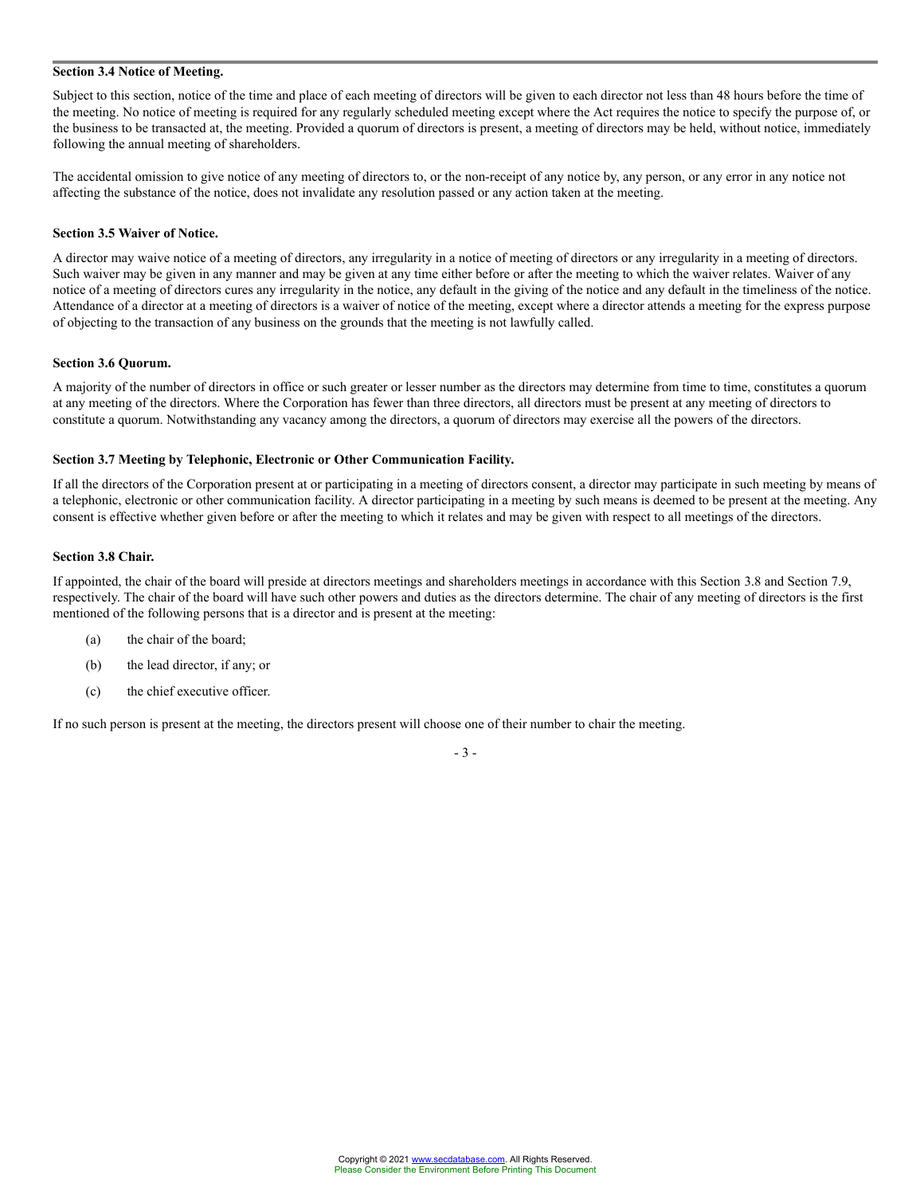**Section 3.4 Notice of Meeting.**

Subject to this section, notice of the time and place of each meeting of directors will be given to each director not less than 48 hours before the time of the meeting. No notice of meeting is required for any regularly scheduled meeting except where the Act requires the notice to specify the purpose of, or the business to be transacted at, the meeting. Provided a quorum of directors is present, a meeting of directors may be held, without notice, immediately following the annual meeting of shareholders.

The accidental omission to give notice of any meeting of directors to, or the non-receipt of any notice by, any person, or any error in any notice not affecting the substance of the notice, does not invalidate any resolution passed or any action taken at the meeting.

**Section 3.5 Waiver of Notice.**

A director may waive notice of a meeting of directors, any irregularity in a notice of meeting of directors or any irregularity in a meeting of directors. Such waiver may be given in any manner and may be given at any time either before or after the meeting to which the waiver relates. Waiver of any notice of a meeting of directors cures any irregularity in the notice, any default in the giving of the notice and any default in the timeliness of the notice. Attendance of a director at a meeting of directors is a waiver of notice of the meeting, except where a director attends a meeting for the express purpose of objecting to the transaction of any business on the grounds that the meeting is not lawfully called.

**Section 3.6 Quorum.**

A majority of the number of directors in office or such greater or lesser number as the directors may determine from time to time, constitutes a quorum at any meeting of the directors. Where the Corporation has fewer than three directors, all directors must be present at any meeting of directors to constitute a quorum. Notwithstanding any vacancy among the directors, a quorum of directors may exercise all the powers of the directors.

**Section 3.7 Meeting by Telephonic, Electronic or Other Communication Facility.**

If all the directors of the Corporation present at or participating in a meeting of directors consent, a director may participate in such meeting by means of a telephonic, electronic or other communication facility. A director participating in a meeting by such means is deemed to be present at the meeting. Any consent is effective whether given before or after the meeting to which it relates and may be given with respect to all meetings of the directors.

**Section 3.8 Chair.**

If appointed, the chair of the board will preside at directors meetings and shareholders meetings in accordance with this Section 3.8 and Section 7.9, respectively. The chair of the board will have such other powers and duties as the directors determine. The chair of any meeting of directors is the first mentioned of the following persons that is a director and is present at the meeting:

(a) the chair of the board;

(b) the lead director, if any; or

(c) the chief executive officer.

If no such person is present at the meeting, the directors present will choose one of their number to chair the meeting.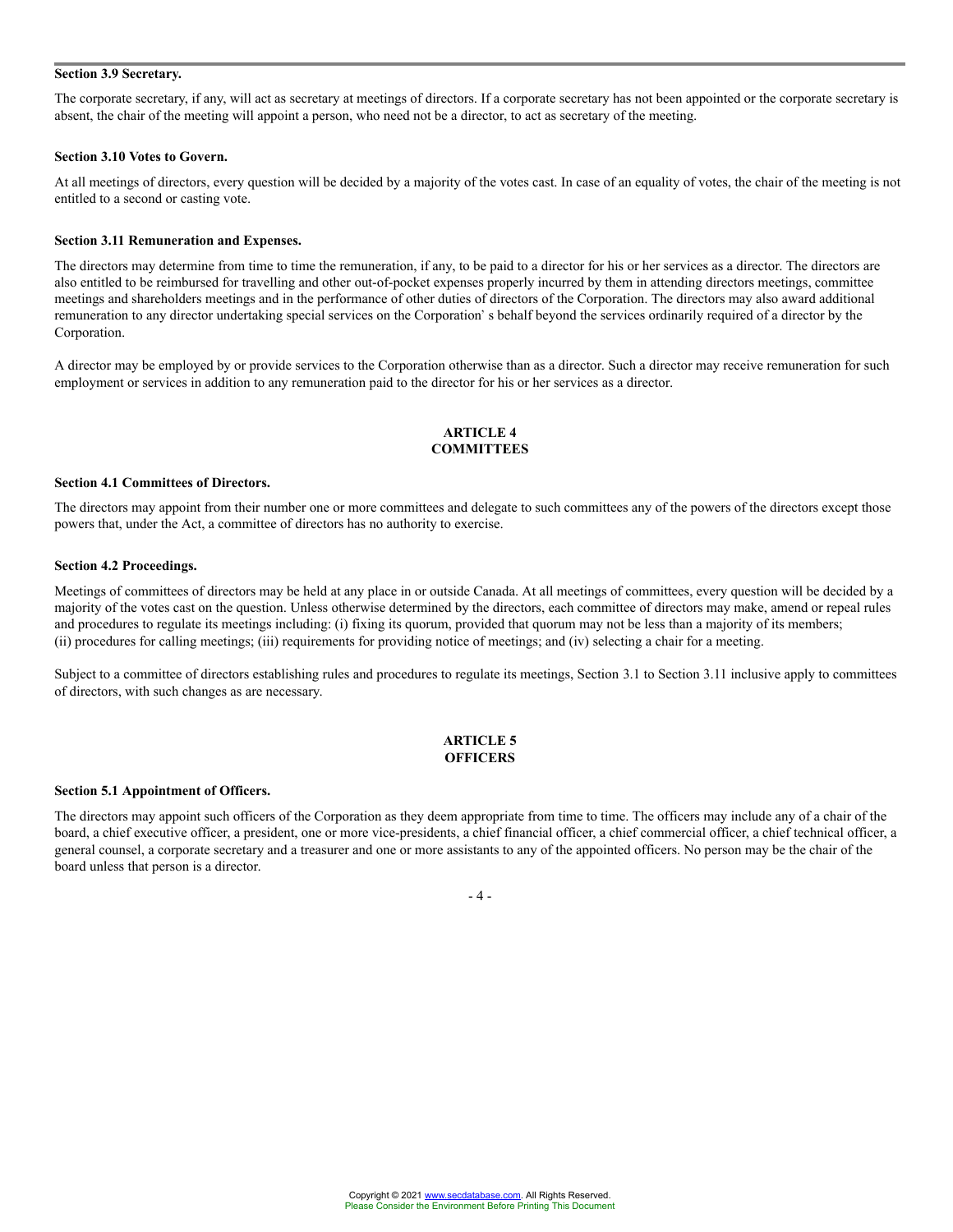**Section 3.9 Secretary.**

The corporate secretary, if any, will act as secretary at meetings of directors. If a corporate secretary has not been appointed or the corporate secretary is absent, the chair of the meeting will appoint a person, who need not be a director, to act as secretary of the meeting.

**Section 3.10 Votes to Govern.**

At all meetings of directors, every question will be decided by a majority of the votes cast. In case of an equality of votes, the chair of the meeting is not entitled to a second or casting vote.

**Section 3.11 Remuneration and Expenses.**

The directors may determine from time to time the remuneration, if any, to be paid to a director for his or her services as a director. The directors are also entitled to be reimbursed for travelling and other out-of-pocket expenses properly incurred by them in attending directors meetings, committee meetings and shareholders meetings and in the performance of other duties of directors of the Corporation. The directors may also award additional remuneration to any director undertaking special services on the Corporation' s behalf beyond the services ordinarily required of a director by the Corporation.

A director may be employed by or provide services to the Corporation otherwise than as a director. Such a director may receive remuneration for such employment or services in addition to any remuneration paid to the director for his or her services as a director.

## ARTICLE 4
## COMMITTEES

**Section 4.1 Committees of Directors.**

The directors may appoint from their number one or more committees and delegate to such committees any of the powers of the directors except those powers that, under the Act, a committee of directors has no authority to exercise.

**Section 4.2 Proceedings.**

Meetings of committees of directors may be held at any place in or outside Canada. At all meetings of committees, every question will be decided by a majority of the votes cast on the question. Unless otherwise determined by the directors, each committee of directors may make, amend or repeal rules and procedures to regulate its meetings including: (i) fixing its quorum, provided that quorum may not be less than a majority of its members; (ii) procedures for calling meetings; (iii) requirements for providing notice of meetings; and (iv) selecting a chair for a meeting.

Subject to a committee of directors establishing rules and procedures to regulate its meetings, Section 3.1 to Section 3.11 inclusive apply to committees of directors, with such changes as are necessary.

## ARTICLE 5
## OFFICERS

**Section 5.1 Appointment of Officers.**

The directors may appoint such officers of the Corporation as they deem appropriate from time to time. The officers may include any of a chair of the board, a chief executive officer, a president, one or more vice-presidents, a chief financial officer, a chief commercial officer, a chief technical officer, a general counsel, a corporate secretary and a treasurer and one or more assistants to any of the appointed officers. No person may be the chair of the board unless that person is a director.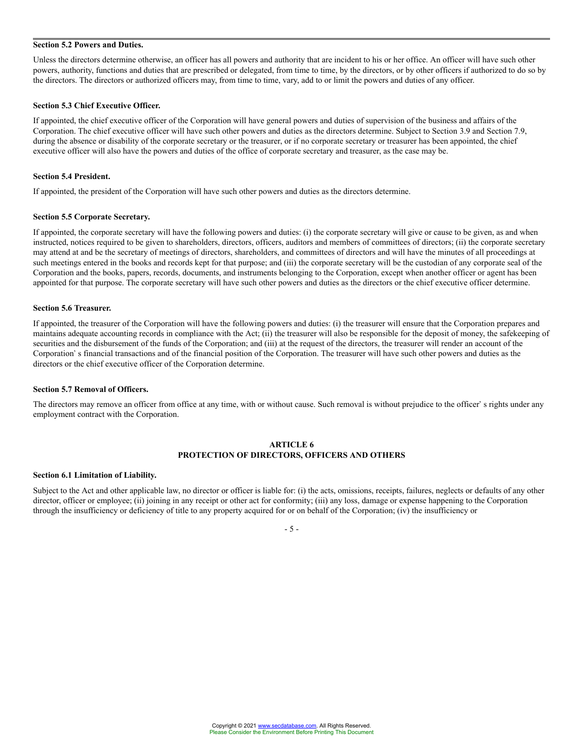**Section 5.2 Powers and Duties.**

Unless the directors determine otherwise, an officer has all powers and authority that are incident to his or her office. An officer will have such other powers, authority, functions and duties that are prescribed or delegated, from time to time, by the directors, or by other officers if authorized to do so by the directors. The directors or authorized officers may, from time to time, vary, add to or limit the powers and duties of any officer.

**Section 5.3 Chief Executive Officer.**

If appointed, the chief executive officer of the Corporation will have general powers and duties of supervision of the business and affairs of the Corporation. The chief executive officer will have such other powers and duties as the directors determine. Subject to Section 3.9 and Section 7.9, during the absence or disability of the corporate secretary or the treasurer, or if no corporate secretary or treasurer has been appointed, the chief executive officer will also have the powers and duties of the office of corporate secretary and treasurer, as the case may be.

**Section 5.4 President.**

If appointed, the president of the Corporation will have such other powers and duties as the directors determine.

**Section 5.5 Corporate Secretary.**

If appointed, the corporate secretary will have the following powers and duties: (i) the corporate secretary will give or cause to be given, as and when instructed, notices required to be given to shareholders, directors, officers, auditors and members of committees of directors; (ii) the corporate secretary may attend at and be the secretary of meetings of directors, shareholders, and committees of directors and will have the minutes of all proceedings at such meetings entered in the books and records kept for that purpose; and (iii) the corporate secretary will be the custodian of any corporate seal of the Corporation and the books, papers, records, documents, and instruments belonging to the Corporation, except when another officer or agent has been appointed for that purpose. The corporate secretary will have such other powers and duties as the directors or the chief executive officer determine.

**Section 5.6 Treasurer.**

If appointed, the treasurer of the Corporation will have the following powers and duties: (i) the treasurer will ensure that the Corporation prepares and maintains adequate accounting records in compliance with the Act; (ii) the treasurer will also be responsible for the deposit of money, the safekeeping of securities and the disbursement of the funds of the Corporation; and (iii) at the request of the directors, the treasurer will render an account of the Corporation' s financial transactions and of the financial position of the Corporation. The treasurer will have such other powers and duties as the directors or the chief executive officer of the Corporation determine.

**Section 5.7 Removal of Officers.**

The directors may remove an officer from office at any time, with or without cause. Such removal is without prejudice to the officer' s rights under any employment contract with the Corporation.

## ARTICLE 6
## PROTECTION OF DIRECTORS, OFFICERS AND OTHERS

**Section 6.1 Limitation of Liability.**

Subject to the Act and other applicable law, no director or officer is liable for: (i) the acts, omissions, receipts, failures, neglects or defaults of any other director, officer or employee; (ii) joining in any receipt or other act for conformity; (iii) any loss, damage or expense happening to the Corporation through the insufficiency or deficiency of title to any property acquired for or on behalf of the Corporation; (iv) the insufficiency or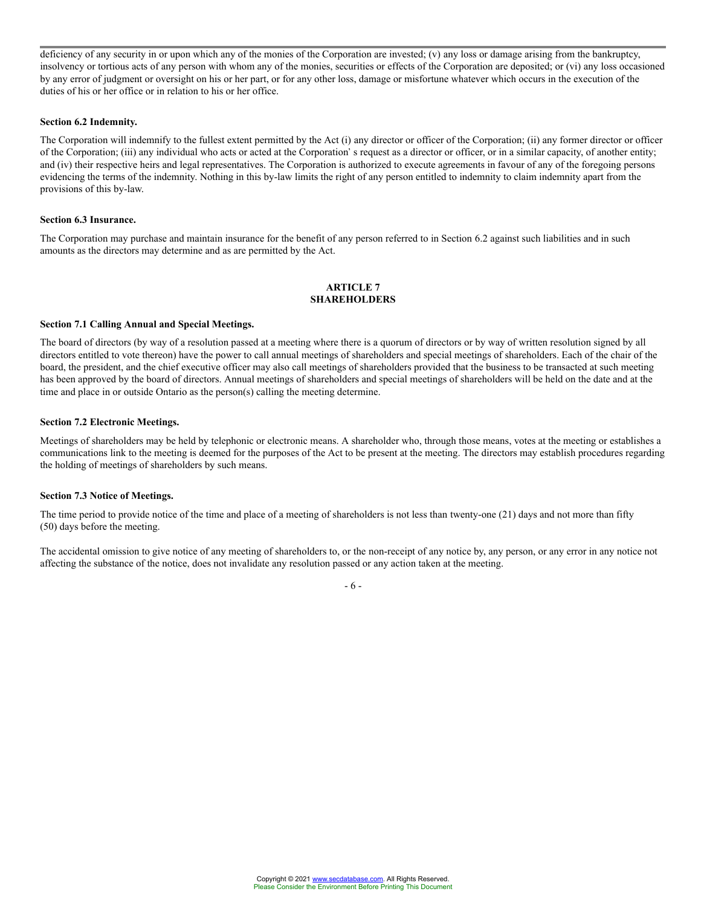deficiency of any security in or upon which any of the monies of the Corporation are invested; (v) any loss or damage arising from the bankruptcy, insolvency or tortious acts of any person with whom any of the monies, securities or effects of the Corporation are deposited; or (vi) any loss occasioned by any error of judgment or oversight on his or her part, or for any other loss, damage or misfortune whatever which occurs in the execution of the duties of his or her office or in relation to his or her office.

**Section 6.2 Indemnity.**

The Corporation will indemnify to the fullest extent permitted by the Act (i) any director or officer of the Corporation; (ii) any former director or officer of the Corporation; (iii) any individual who acts or acted at the Corporation' s request as a director or officer, or in a similar capacity, of another entity; and (iv) their respective heirs and legal representatives. The Corporation is authorized to execute agreements in favour of any of the foregoing persons evidencing the terms of the indemnity. Nothing in this by-law limits the right of any person entitled to indemnity to claim indemnity apart from the provisions of this by-law.

**Section 6.3 Insurance.**

The Corporation may purchase and maintain insurance for the benefit of any person referred to in Section 6.2 against such liabilities and in such amounts as the directors may determine and as are permitted by the Act.

## ARTICLE 7
## SHAREHOLDERS

**Section 7.1 Calling Annual and Special Meetings.**

The board of directors (by way of a resolution passed at a meeting where there is a quorum of directors or by way of written resolution signed by all directors entitled to vote thereon) have the power to call annual meetings of shareholders and special meetings of shareholders. Each of the chair of the board, the president, and the chief executive officer may also call meetings of shareholders provided that the business to be transacted at such meeting has been approved by the board of directors. Annual meetings of shareholders and special meetings of shareholders will be held on the date and at the time and place in or outside Ontario as the person(s) calling the meeting determine.

**Section 7.2 Electronic Meetings.**

Meetings of shareholders may be held by telephonic or electronic means. A shareholder who, through those means, votes at the meeting or establishes a communications link to the meeting is deemed for the purposes of the Act to be present at the meeting. The directors may establish procedures regarding the holding of meetings of shareholders by such means.

**Section 7.3 Notice of Meetings.**

The time period to provide notice of the time and place of a meeting of shareholders is not less than twenty-one (21) days and not more than fifty (50) days before the meeting.

The accidental omission to give notice of any meeting of shareholders to, or the non-receipt of any notice by, any person, or any error in any notice not affecting the substance of the notice, does not invalidate any resolution passed or any action taken at the meeting.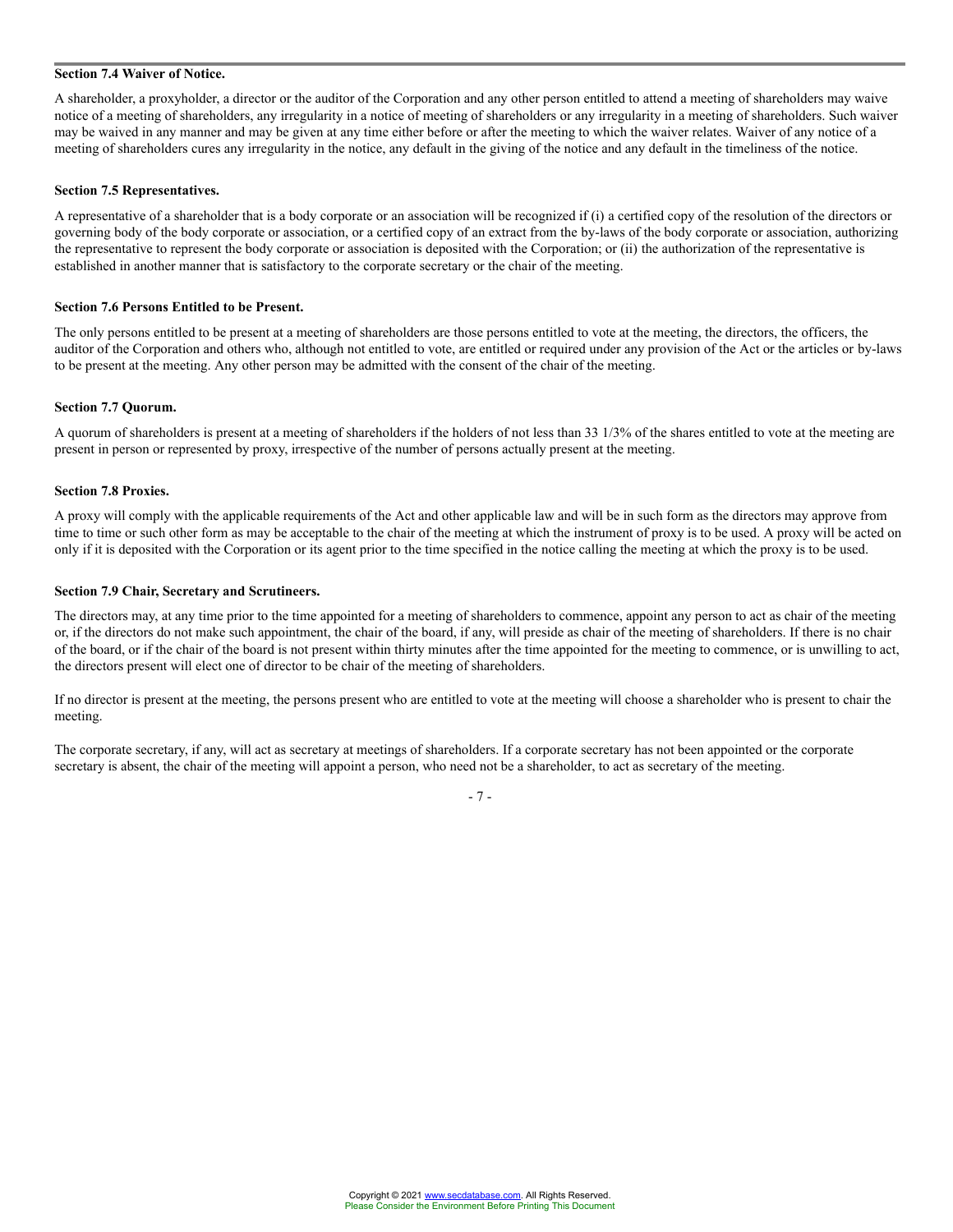**Section 7.4 Waiver of Notice.**

A shareholder, a proxyholder, a director or the auditor of the Corporation and any other person entitled to attend a meeting of shareholders may waive notice of a meeting of shareholders, any irregularity in a notice of meeting of shareholders or any irregularity in a meeting of shareholders. Such waiver may be waived in any manner and may be given at any time either before or after the meeting to which the waiver relates. Waiver of any notice of a meeting of shareholders cures any irregularity in the notice, any default in the giving of the notice and any default in the timeliness of the notice.

**Section 7.5 Representatives.**

A representative of a shareholder that is a body corporate or an association will be recognized if (i) a certified copy of the resolution of the directors or governing body of the body corporate or association, or a certified copy of an extract from the by-laws of the body corporate or association, authorizing the representative to represent the body corporate or association is deposited with the Corporation; or (ii) the authorization of the representative is established in another manner that is satisfactory to the corporate secretary or the chair of the meeting.

**Section 7.6 Persons Entitled to be Present.**

The only persons entitled to be present at a meeting of shareholders are those persons entitled to vote at the meeting, the directors, the officers, the auditor of the Corporation and others who, although not entitled to vote, are entitled or required under any provision of the Act or the articles or by-laws to be present at the meeting. Any other person may be admitted with the consent of the chair of the meeting.

**Section 7.7 Quorum.**

A quorum of shareholders is present at a meeting of shareholders if the holders of not less than 33 1/3% of the shares entitled to vote at the meeting are present in person or represented by proxy, irrespective of the number of persons actually present at the meeting.

**Section 7.8 Proxies.**

A proxy will comply with the applicable requirements of the Act and other applicable law and will be in such form as the directors may approve from time to time or such other form as may be acceptable to the chair of the meeting at which the instrument of proxy is to be used. A proxy will be acted on only if it is deposited with the Corporation or its agent prior to the time specified in the notice calling the meeting at which the proxy is to be used.

**Section 7.9 Chair, Secretary and Scrutineers.**

The directors may, at any time prior to the time appointed for a meeting of shareholders to commence, appoint any person to act as chair of the meeting or, if the directors do not make such appointment, the chair of the board, if any, will preside as chair of the meeting of shareholders. If there is no chair of the board, or if the chair of the board is not present within thirty minutes after the time appointed for the meeting to commence, or is unwilling to act, the directors present will elect one of director to be chair of the meeting of shareholders.

If no director is present at the meeting, the persons present who are entitled to vote at the meeting will choose a shareholder who is present to chair the meeting.

The corporate secretary, if any, will act as secretary at meetings of shareholders. If a corporate secretary has not been appointed or the corporate secretary is absent, the chair of the meeting will appoint a person, who need not be a shareholder, to act as secretary of the meeting.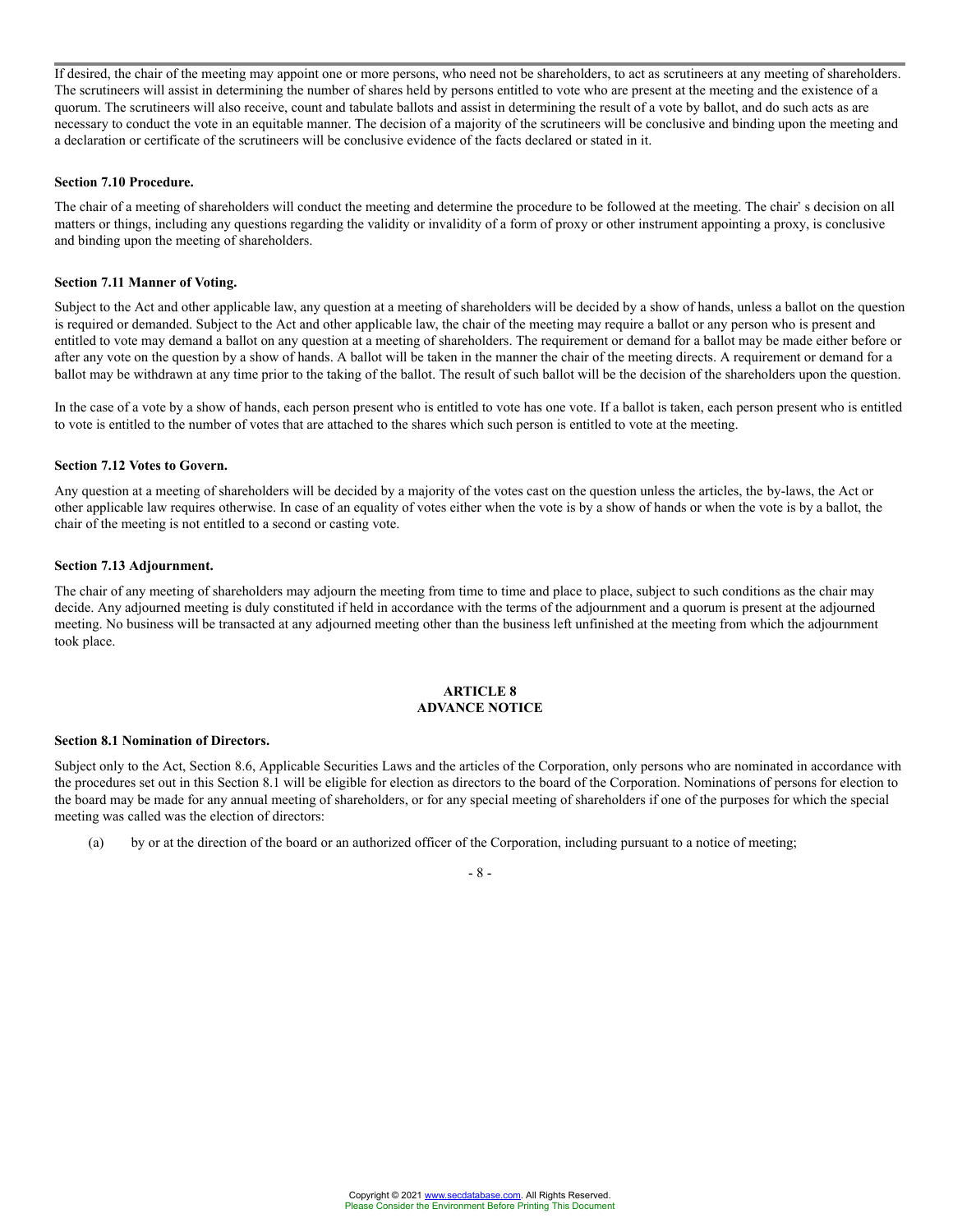If desired, the chair of the meeting may appoint one or more persons, who need not be shareholders, to act as scrutineers at any meeting of shareholders. The scrutineers will assist in determining the number of shares held by persons entitled to vote who are present at the meeting and the existence of a quorum. The scrutineers will also receive, count and tabulate ballots and assist in determining the result of a vote by ballot, and do such acts as are necessary to conduct the vote in an equitable manner. The decision of a majority of the scrutineers will be conclusive and binding upon the meeting and a declaration or certificate of the scrutineers will be conclusive evidence of the facts declared or stated in it.

**Section 7.10 Procedure.**

The chair of a meeting of shareholders will conduct the meeting and determine the procedure to be followed at the meeting. The chair' s decision on all matters or things, including any questions regarding the validity or invalidity of a form of proxy or other instrument appointing a proxy, is conclusive and binding upon the meeting of shareholders.

**Section 7.11 Manner of Voting.**

Subject to the Act and other applicable law, any question at a meeting of shareholders will be decided by a show of hands, unless a ballot on the question is required or demanded. Subject to the Act and other applicable law, the chair of the meeting may require a ballot or any person who is present and entitled to vote may demand a ballot on any question at a meeting of shareholders. The requirement or demand for a ballot may be made either before or after any vote on the question by a show of hands. A ballot will be taken in the manner the chair of the meeting directs. A requirement or demand for a ballot may be withdrawn at any time prior to the taking of the ballot. The result of such ballot will be the decision of the shareholders upon the question.

In the case of a vote by a show of hands, each person present who is entitled to vote has one vote. If a ballot is taken, each person present who is entitled to vote is entitled to the number of votes that are attached to the shares which such person is entitled to vote at the meeting.

**Section 7.12 Votes to Govern.**

Any question at a meeting of shareholders will be decided by a majority of the votes cast on the question unless the articles, the by-laws, the Act or other applicable law requires otherwise. In case of an equality of votes either when the vote is by a show of hands or when the vote is by a ballot, the chair of the meeting is not entitled to a second or casting vote.

**Section 7.13 Adjournment.**

The chair of any meeting of shareholders may adjourn the meeting from time to time and place to place, subject to such conditions as the chair may decide. Any adjourned meeting is duly constituted if held in accordance with the terms of the adjournment and a quorum is present at the adjourned meeting. No business will be transacted at any adjourned meeting other than the business left unfinished at the meeting from which the adjournment took place.

## ARTICLE 8
## ADVANCE NOTICE

**Section 8.1 Nomination of Directors.**

Subject only to the Act, Section 8.6, Applicable Securities Laws and the articles of the Corporation, only persons who are nominated in accordance with the procedures set out in this Section 8.1 will be eligible for election as directors to the board of the Corporation. Nominations of persons for election to the board may be made for any annual meeting of shareholders, or for any special meeting of shareholders if one of the purposes for which the special meeting was called was the election of directors:

(a) by or at the direction of the board or an authorized officer of the Corporation, including pursuant to a notice of meeting;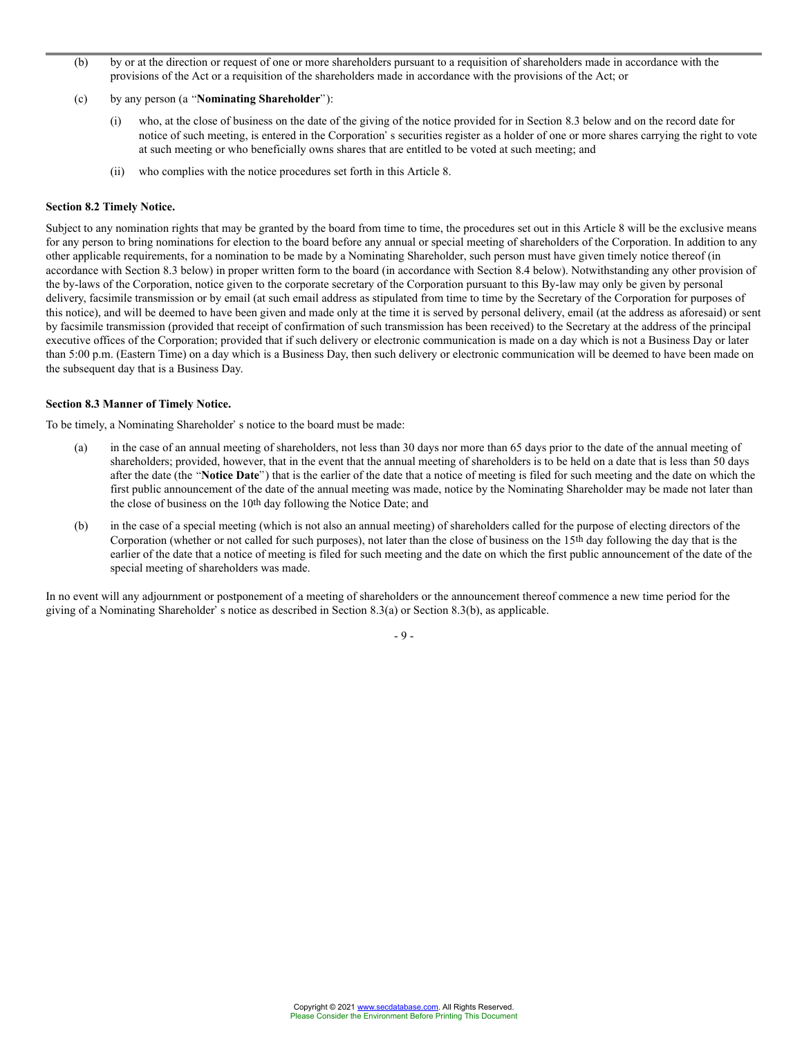(b) by or at the direction or request of one or more shareholders pursuant to a requisition of shareholders made in accordance with the provisions of the Act or a requisition of the shareholders made in accordance with the provisions of the Act; or

(c) by any person (a "**Nominating Shareholder**"):

(i) who, at the close of business on the date of the giving of the notice provided for in Section 8.3 below and on the record date for notice of such meeting, is entered in the Corporation' s securities register as a holder of one or more shares carrying the right to vote at such meeting or who beneficially owns shares that are entitled to be voted at such meeting; and

(ii) who complies with the notice procedures set forth in this Article 8.

**Section 8.2 Timely Notice.**

Subject to any nomination rights that may be granted by the board from time to time, the procedures set out in this Article 8 will be the exclusive means for any person to bring nominations for election to the board before any annual or special meeting of shareholders of the Corporation. In addition to any other applicable requirements, for a nomination to be made by a Nominating Shareholder, such person must have given timely notice thereof (in accordance with Section 8.3 below) in proper written form to the board (in accordance with Section 8.4 below). Notwithstanding any other provision of the by-laws of the Corporation, notice given to the corporate secretary of the Corporation pursuant to this By-law may only be given by personal delivery, facsimile transmission or by email (at such email address as stipulated from time to time by the Secretary of the Corporation for purposes of this notice), and will be deemed to have been given and made only at the time it is served by personal delivery, email (at the address as aforesaid) or sent by facsimile transmission (provided that receipt of confirmation of such transmission has been received) to the Secretary at the address of the principal executive offices of the Corporation; provided that if such delivery or electronic communication is made on a day which is not a Business Day or later than 5:00 p.m. (Eastern Time) on a day which is a Business Day, then such delivery or electronic communication will be deemed to have been made on the subsequent day that is a Business Day.

**Section 8.3 Manner of Timely Notice.**

To be timely, a Nominating Shareholder' s notice to the board must be made:

(a) in the case of an annual meeting of shareholders, not less than 30 days nor more than 65 days prior to the date of the annual meeting of shareholders; provided, however, that in the event that the annual meeting of shareholders is to be held on a date that is less than 50 days after the date (the "**Notice Date**") that is the earlier of the date that a notice of meeting is filed for such meeting and the date on which the first public announcement of the date of the annual meeting was made, notice by the Nominating Shareholder may be made not later than the close of business on the 10th day following the Notice Date; and

(b) in the case of a special meeting (which is not also an annual meeting) of shareholders called for the purpose of electing directors of the Corporation (whether or not called for such purposes), not later than the close of business on the 15th day following the day that is the earlier of the date that a notice of meeting is filed for such meeting and the date on which the first public announcement of the date of the special meeting of shareholders was made.

In no event will any adjournment or postponement of a meeting of shareholders or the announcement thereof commence a new time period for the giving of a Nominating Shareholder' s notice as described in Section 8.3(a) or Section 8.3(b), as applicable.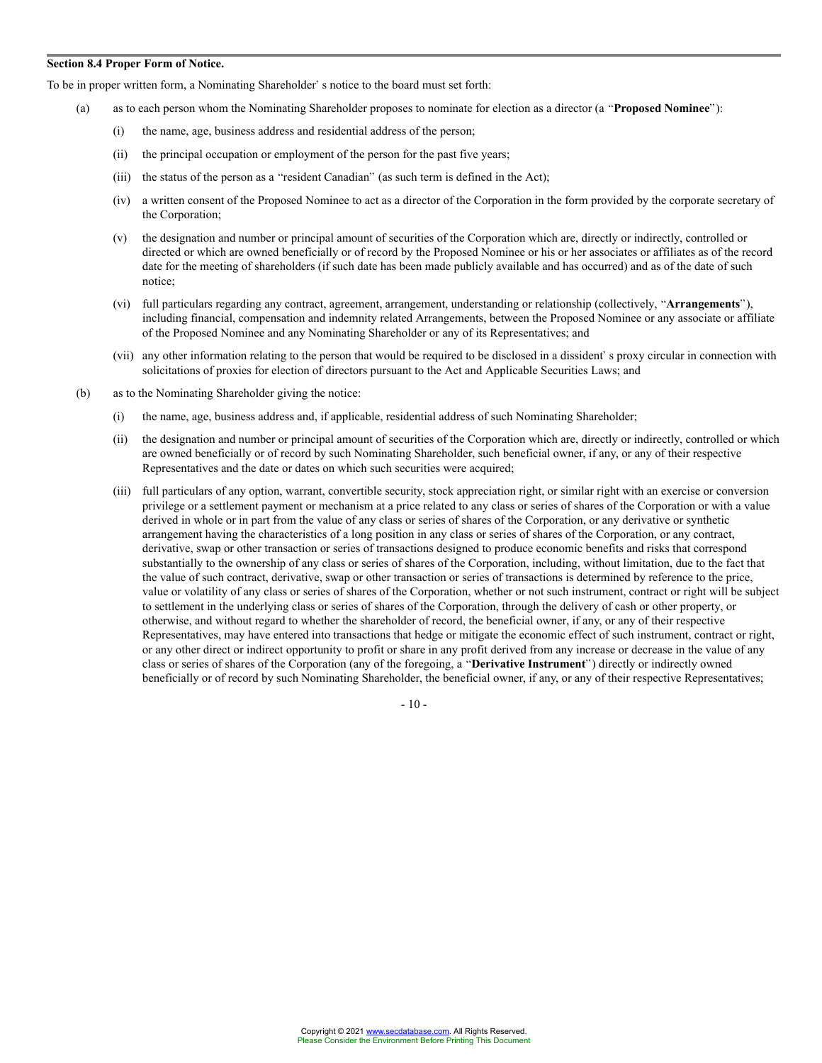**Section 8.4 Proper Form of Notice.**

To be in proper written form, a Nominating Shareholder' s notice to the board must set forth:

(a) as to each person whom the Nominating Shareholder proposes to nominate for election as a director (a "**Proposed Nominee**"):

  (i) the name, age, business address and residential address of the person;

  (ii) the principal occupation or employment of the person for the past five years;

  (iii) the status of the person as a "resident Canadian" (as such term is defined in the Act);

  (iv) a written consent of the Proposed Nominee to act as a director of the Corporation in the form provided by the corporate secretary of the Corporation;

  (v) the designation and number or principal amount of securities of the Corporation which are, directly or indirectly, controlled or directed or which are owned beneficially or of record by the Proposed Nominee or his or her associates or affiliates as of the record date for the meeting of shareholders (if such date has been made publicly available and has occurred) and as of the date of such notice;

  (vi) full particulars regarding any contract, agreement, arrangement, understanding or relationship (collectively, "**Arrangements**"), including financial, compensation and indemnity related Arrangements, between the Proposed Nominee or any associate or affiliate of the Proposed Nominee and any Nominating Shareholder or any of its Representatives; and

  (vii) any other information relating to the person that would be required to be disclosed in a dissident' s proxy circular in connection with solicitations of proxies for election of directors pursuant to the Act and Applicable Securities Laws; and

(b) as to the Nominating Shareholder giving the notice:

  (i) the name, age, business address and, if applicable, residential address of such Nominating Shareholder;

  (ii) the designation and number or principal amount of securities of the Corporation which are, directly or indirectly, controlled or which are owned beneficially or of record by such Nominating Shareholder, such beneficial owner, if any, or any of their respective Representatives and the date or dates on which such securities were acquired;

  (iii) full particulars of any option, warrant, convertible security, stock appreciation right, or similar right with an exercise or conversion privilege or a settlement payment or mechanism at a price related to any class or series of shares of the Corporation or with a value derived in whole or in part from the value of any class or series of shares of the Corporation, or any derivative or synthetic arrangement having the characteristics of a long position in any class or series of shares of the Corporation, or any contract, derivative, swap or other transaction or series of transactions designed to produce economic benefits and risks that correspond substantially to the ownership of any class or series of shares of the Corporation, including, without limitation, due to the fact that the value of such contract, derivative, swap or other transaction or series of transactions is determined by reference to the price, value or volatility of any class or series of shares of the Corporation, whether or not such instrument, contract or right will be subject to settlement in the underlying class or series of shares of the Corporation, through the delivery of cash or other property, or otherwise, and without regard to whether the shareholder of record, the beneficial owner, if any, or any of their respective Representatives, may have entered into transactions that hedge or mitigate the economic effect of such instrument, contract or right, or any other direct or indirect opportunity to profit or share in any profit derived from any increase or decrease in the value of any class or series of shares of the Corporation (any of the foregoing, a "**Derivative Instrument**") directly or indirectly owned beneficially or of record by such Nominating Shareholder, the beneficial owner, if any, or any of their respective Representatives;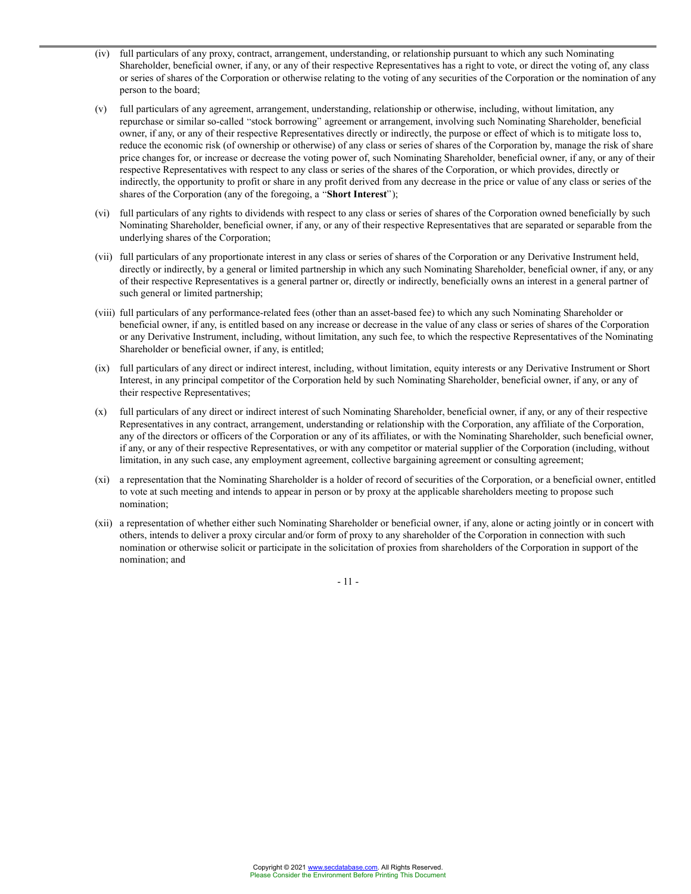(iv) full particulars of any proxy, contract, arrangement, understanding, or relationship pursuant to which any such Nominating Shareholder, beneficial owner, if any, or any of their respective Representatives has a right to vote, or direct the voting of, any class or series of shares of the Corporation or otherwise relating to the voting of any securities of the Corporation or the nomination of any person to the board;

(v) full particulars of any agreement, arrangement, understanding, relationship or otherwise, including, without limitation, any repurchase or similar so-called "stock borrowing" agreement or arrangement, involving such Nominating Shareholder, beneficial owner, if any, or any of their respective Representatives directly or indirectly, the purpose or effect of which is to mitigate loss to, reduce the economic risk (of ownership or otherwise) of any class or series of shares of the Corporation by, manage the risk of share price changes for, or increase or decrease the voting power of, such Nominating Shareholder, beneficial owner, if any, or any of their respective Representatives with respect to any class or series of the shares of the Corporation, or which provides, directly or indirectly, the opportunity to profit or share in any profit derived from any decrease in the price or value of any class or series of the shares of the Corporation (any of the foregoing, a "**Short Interest**");

(vi) full particulars of any rights to dividends with respect to any class or series of shares of the Corporation owned beneficially by such Nominating Shareholder, beneficial owner, if any, or any of their respective Representatives that are separated or separable from the underlying shares of the Corporation;

(vii) full particulars of any proportionate interest in any class or series of shares of the Corporation or any Derivative Instrument held, directly or indirectly, by a general or limited partnership in which any such Nominating Shareholder, beneficial owner, if any, or any of their respective Representatives is a general partner or, directly or indirectly, beneficially owns an interest in a general partner of such general or limited partnership;

(viii) full particulars of any performance-related fees (other than an asset-based fee) to which any such Nominating Shareholder or beneficial owner, if any, is entitled based on any increase or decrease in the value of any class or series of shares of the Corporation or any Derivative Instrument, including, without limitation, any such fee, to which the respective Representatives of the Nominating Shareholder or beneficial owner, if any, is entitled;

(ix) full particulars of any direct or indirect interest, including, without limitation, equity interests or any Derivative Instrument or Short Interest, in any principal competitor of the Corporation held by such Nominating Shareholder, beneficial owner, if any, or any of their respective Representatives;

(x) full particulars of any direct or indirect interest of such Nominating Shareholder, beneficial owner, if any, or any of their respective Representatives in any contract, arrangement, understanding or relationship with the Corporation, any affiliate of the Corporation, any of the directors or officers of the Corporation or any of its affiliates, or with the Nominating Shareholder, such beneficial owner, if any, or any of their respective Representatives, or with any competitor or material supplier of the Corporation (including, without limitation, in any such case, any employment agreement, collective bargaining agreement or consulting agreement;

(xi) a representation that the Nominating Shareholder is a holder of record of securities of the Corporation, or a beneficial owner, entitled to vote at such meeting and intends to appear in person or by proxy at the applicable shareholders meeting to propose such nomination;

(xii) a representation of whether either such Nominating Shareholder or beneficial owner, if any, alone or acting jointly or in concert with others, intends to deliver a proxy circular and/or form of proxy to any shareholder of the Corporation in connection with such nomination or otherwise solicit or participate in the solicitation of proxies from shareholders of the Corporation in support of the nomination; and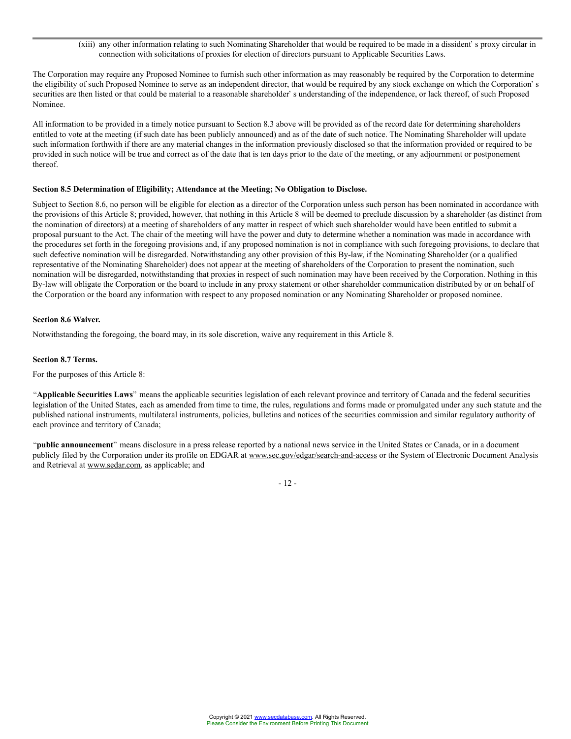(xiii) any other information relating to such Nominating Shareholder that would be required to be made in a dissident's proxy circular in connection with solicitations of proxies for election of directors pursuant to Applicable Securities Laws.

The Corporation may require any Proposed Nominee to furnish such other information as may reasonably be required by the Corporation to determine the eligibility of such Proposed Nominee to serve as an independent director, that would be required by any stock exchange on which the Corporation's securities are then listed or that could be material to a reasonable shareholder's understanding of the independence, or lack thereof, of such Proposed Nominee.

All information to be provided in a timely notice pursuant to Section 8.3 above will be provided as of the record date for determining shareholders entitled to vote at the meeting (if such date has been publicly announced) and as of the date of such notice. The Nominating Shareholder will update such information forthwith if there are any material changes in the information previously disclosed so that the information provided or required to be provided in such notice will be true and correct as of the date that is ten days prior to the date of the meeting, or any adjournment or postponement thereof.

**Section 8.5 Determination of Eligibility; Attendance at the Meeting; No Obligation to Disclose.**

Subject to Section 8.6, no person will be eligible for election as a director of the Corporation unless such person has been nominated in accordance with the provisions of this Article 8; provided, however, that nothing in this Article 8 will be deemed to preclude discussion by a shareholder (as distinct from the nomination of directors) at a meeting of shareholders of any matter in respect of which such shareholder would have been entitled to submit a proposal pursuant to the Act. The chair of the meeting will have the power and duty to determine whether a nomination was made in accordance with the procedures set forth in the foregoing provisions and, if any proposed nomination is not in compliance with such foregoing provisions, to declare that such defective nomination will be disregarded. Notwithstanding any other provision of this By-law, if the Nominating Shareholder (or a qualified representative of the Nominating Shareholder) does not appear at the meeting of shareholders of the Corporation to present the nomination, such nomination will be disregarded, notwithstanding that proxies in respect of such nomination may have been received by the Corporation. Nothing in this By-law will obligate the Corporation or the board to include in any proxy statement or other shareholder communication distributed by or on behalf of the Corporation or the board any information with respect to any proposed nomination or any Nominating Shareholder or proposed nominee.

**Section 8.6 Waiver.**

Notwithstanding the foregoing, the board may, in its sole discretion, waive any requirement in this Article 8.

**Section 8.7 Terms.**

For the purposes of this Article 8:

"**Applicable Securities Laws**" means the applicable securities legislation of each relevant province and territory of Canada and the federal securities legislation of the United States, each as amended from time to time, the rules, regulations and forms made or promulgated under any such statute and the published national instruments, multilateral instruments, policies, bulletins and notices of the securities commission and similar regulatory authority of each province and territory of Canada;

"**public announcement**" means disclosure in a press release reported by a national news service in the United States or Canada, or in a document publicly filed by the Corporation under its profile on EDGAR at www.sec.gov/edgar/search-and-access or the System of Electronic Document Analysis and Retrieval at www.sedar.com, as applicable; and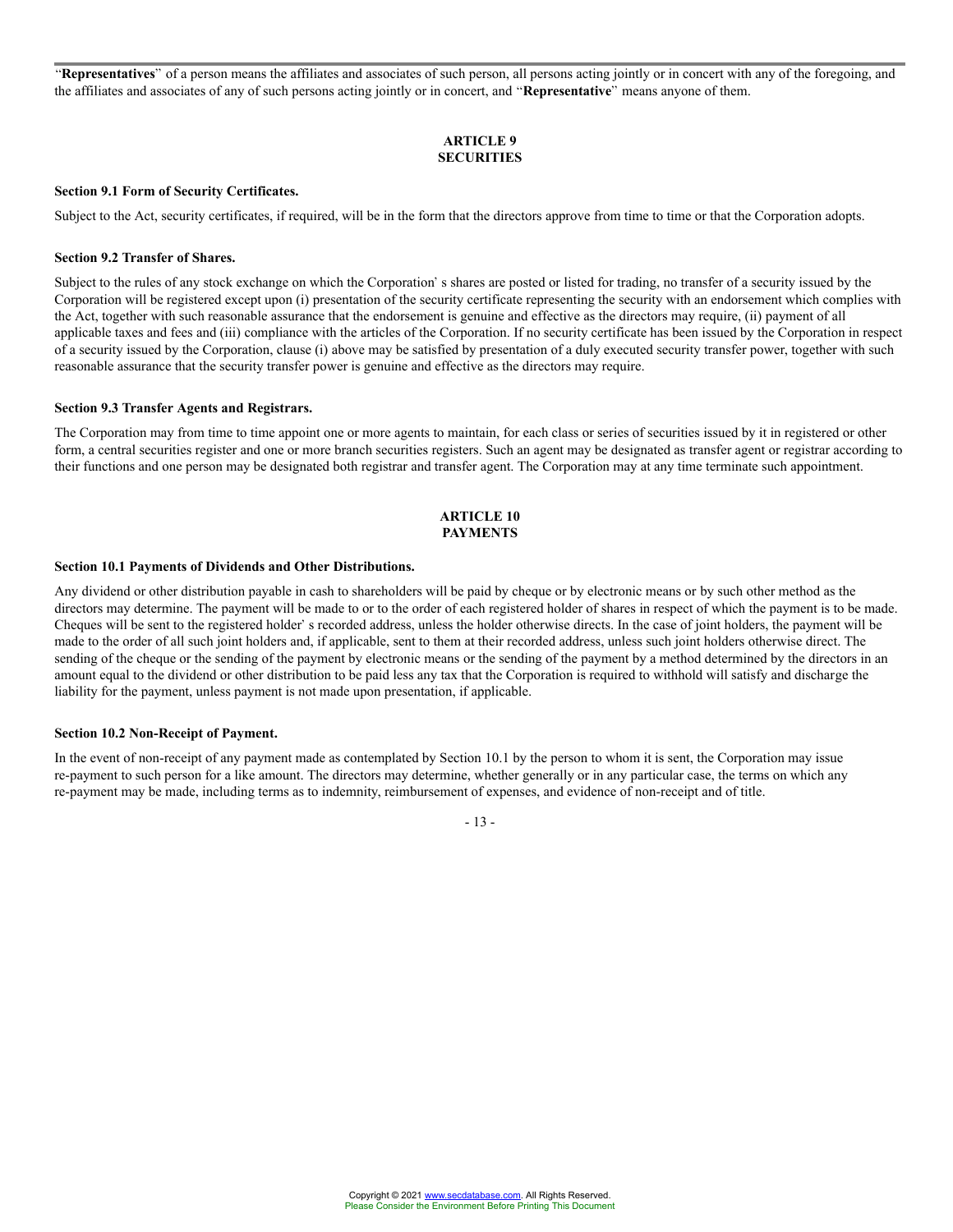"**Representatives**" of a person means the affiliates and associates of such person, all persons acting jointly or in concert with any of the foregoing, and the affiliates and associates of any of such persons acting jointly or in concert, and "**Representative**" means anyone of them.

## ARTICLE 9
## SECURITIES

**Section 9.1 Form of Security Certificates.**

Subject to the Act, security certificates, if required, will be in the form that the directors approve from time to time or that the Corporation adopts.

**Section 9.2 Transfer of Shares.**

Subject to the rules of any stock exchange on which the Corporation's shares are posted or listed for trading, no transfer of a security issued by the Corporation will be registered except upon (i) presentation of the security certificate representing the security with an endorsement which complies with the Act, together with such reasonable assurance that the endorsement is genuine and effective as the directors may require, (ii) payment of all applicable taxes and fees and (iii) compliance with the articles of the Corporation. If no security certificate has been issued by the Corporation in respect of a security issued by the Corporation, clause (i) above may be satisfied by presentation of a duly executed security transfer power, together with such reasonable assurance that the security transfer power is genuine and effective as the directors may require.

**Section 9.3 Transfer Agents and Registrars.**

The Corporation may from time to time appoint one or more agents to maintain, for each class or series of securities issued by it in registered or other form, a central securities register and one or more branch securities registers. Such an agent may be designated as transfer agent or registrar according to their functions and one person may be designated both registrar and transfer agent. The Corporation may at any time terminate such appointment.

## ARTICLE 10
## PAYMENTS

**Section 10.1 Payments of Dividends and Other Distributions.**

Any dividend or other distribution payable in cash to shareholders will be paid by cheque or by electronic means or by such other method as the directors may determine. The payment will be made to or to the order of each registered holder of shares in respect of which the payment is to be made. Cheques will be sent to the registered holder's recorded address, unless the holder otherwise directs. In the case of joint holders, the payment will be made to the order of all such joint holders and, if applicable, sent to them at their recorded address, unless such joint holders otherwise direct. The sending of the cheque or the sending of the payment by electronic means or the sending of the payment by a method determined by the directors in an amount equal to the dividend or other distribution to be paid less any tax that the Corporation is required to withhold will satisfy and discharge the liability for the payment, unless payment is not made upon presentation, if applicable.

**Section 10.2 Non-Receipt of Payment.**

In the event of non-receipt of any payment made as contemplated by Section 10.1 by the person to whom it is sent, the Corporation may issue re-payment to such person for a like amount. The directors may determine, whether generally or in any particular case, the terms on which any re-payment may be made, including terms as to indemnity, reimbursement of expenses, and evidence of non-receipt and of title.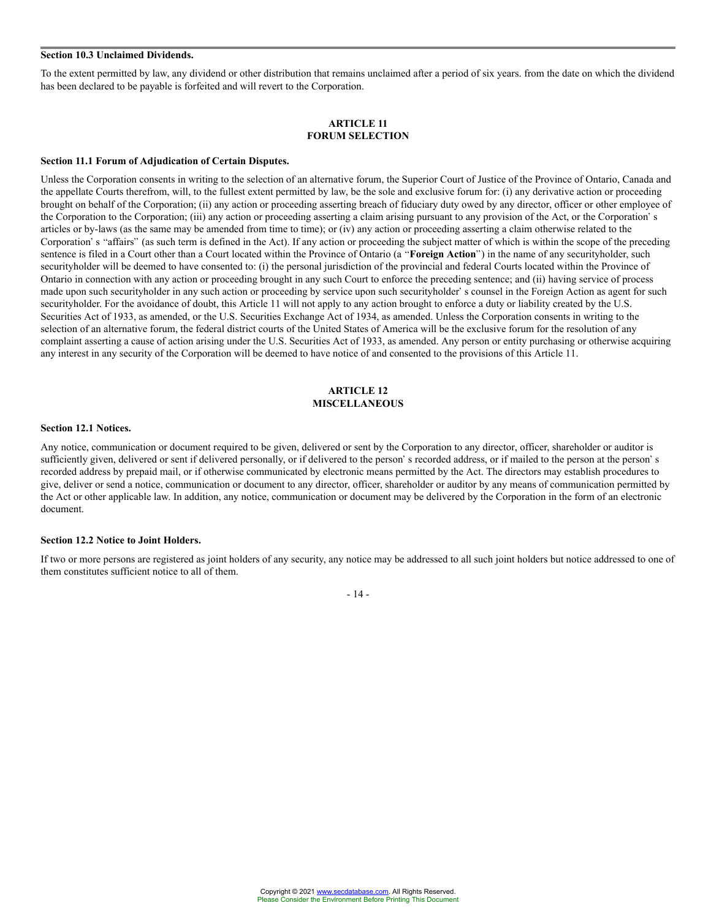**Section 10.3 Unclaimed Dividends.**

To the extent permitted by law, any dividend or other distribution that remains unclaimed after a period of six years. from the date on which the dividend has been declared to be payable is forfeited and will revert to the Corporation.

## ARTICLE 11
## FORUM SELECTION

**Section 11.1 Forum of Adjudication of Certain Disputes.**

Unless the Corporation consents in writing to the selection of an alternative forum, the Superior Court of Justice of the Province of Ontario, Canada and the appellate Courts therefrom, will, to the fullest extent permitted by law, be the sole and exclusive forum for: (i) any derivative action or proceeding brought on behalf of the Corporation; (ii) any action or proceeding asserting breach of fiduciary duty owed by any director, officer or other employee of the Corporation to the Corporation; (iii) any action or proceeding asserting a claim arising pursuant to any provision of the Act, or the Corporation' s articles or by-laws (as the same may be amended from time to time); or (iv) any action or proceeding asserting a claim otherwise related to the Corporation' s "affairs" (as such term is defined in the Act). If any action or proceeding the subject matter of which is within the scope of the preceding sentence is filed in a Court other than a Court located within the Province of Ontario (a "**Foreign Action**") in the name of any securityholder, such securityholder will be deemed to have consented to: (i) the personal jurisdiction of the provincial and federal Courts located within the Province of Ontario in connection with any action or proceeding brought in any such Court to enforce the preceding sentence; and (ii) having service of process made upon such securityholder in any such action or proceeding by service upon such securityholder' s counsel in the Foreign Action as agent for such securityholder. For the avoidance of doubt, this Article 11 will not apply to any action brought to enforce a duty or liability created by the U.S. Securities Act of 1933, as amended, or the U.S. Securities Exchange Act of 1934, as amended. Unless the Corporation consents in writing to the selection of an alternative forum, the federal district courts of the United States of America will be the exclusive forum for the resolution of any complaint asserting a cause of action arising under the U.S. Securities Act of 1933, as amended. Any person or entity purchasing or otherwise acquiring any interest in any security of the Corporation will be deemed to have notice of and consented to the provisions of this Article 11.

## ARTICLE 12
## MISCELLANEOUS

**Section 12.1 Notices.**

Any notice, communication or document required to be given, delivered or sent by the Corporation to any director, officer, shareholder or auditor is sufficiently given, delivered or sent if delivered personally, or if delivered to the person' s recorded address, or if mailed to the person at the person' s recorded address by prepaid mail, or if otherwise communicated by electronic means permitted by the Act. The directors may establish procedures to give, deliver or send a notice, communication or document to any director, officer, shareholder or auditor by any means of communication permitted by the Act or other applicable law. In addition, any notice, communication or document may be delivered by the Corporation in the form of an electronic document.

**Section 12.2 Notice to Joint Holders.**

If two or more persons are registered as joint holders of any security, any notice may be addressed to all such joint holders but notice addressed to one of them constitutes sufficient notice to all of them.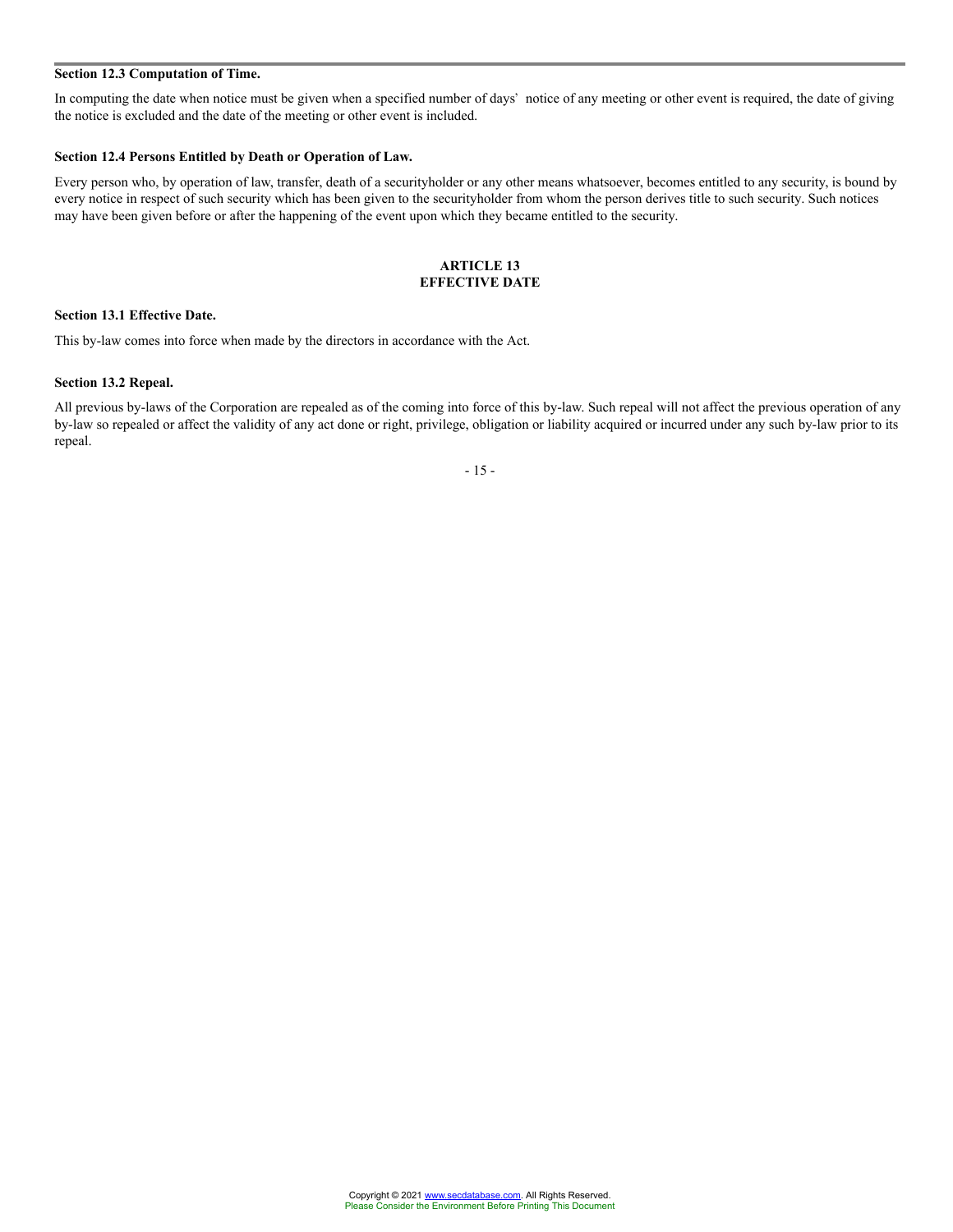**Section 12.3 Computation of Time.**

In computing the date when notice must be given when a specified number of days' notice of any meeting or other event is required, the date of giving the notice is excluded and the date of the meeting or other event is included.

**Section 12.4 Persons Entitled by Death or Operation of Law.**

Every person who, by operation of law, transfer, death of a securityholder or any other means whatsoever, becomes entitled to any security, is bound by every notice in respect of such security which has been given to the securityholder from whom the person derives title to such security. Such notices may have been given before or after the happening of the event upon which they became entitled to the security.

## ARTICLE 13
## EFFECTIVE DATE

**Section 13.1 Effective Date.**

This by-law comes into force when made by the directors in accordance with the Act.

**Section 13.2 Repeal.**

All previous by-laws of the Corporation are repealed as of the coming into force of this by-law. Such repeal will not affect the previous operation of any by-law so repealed or affect the validity of any act done or right, privilege, obligation or liability acquired or incurred under any such by-law prior to its repeal.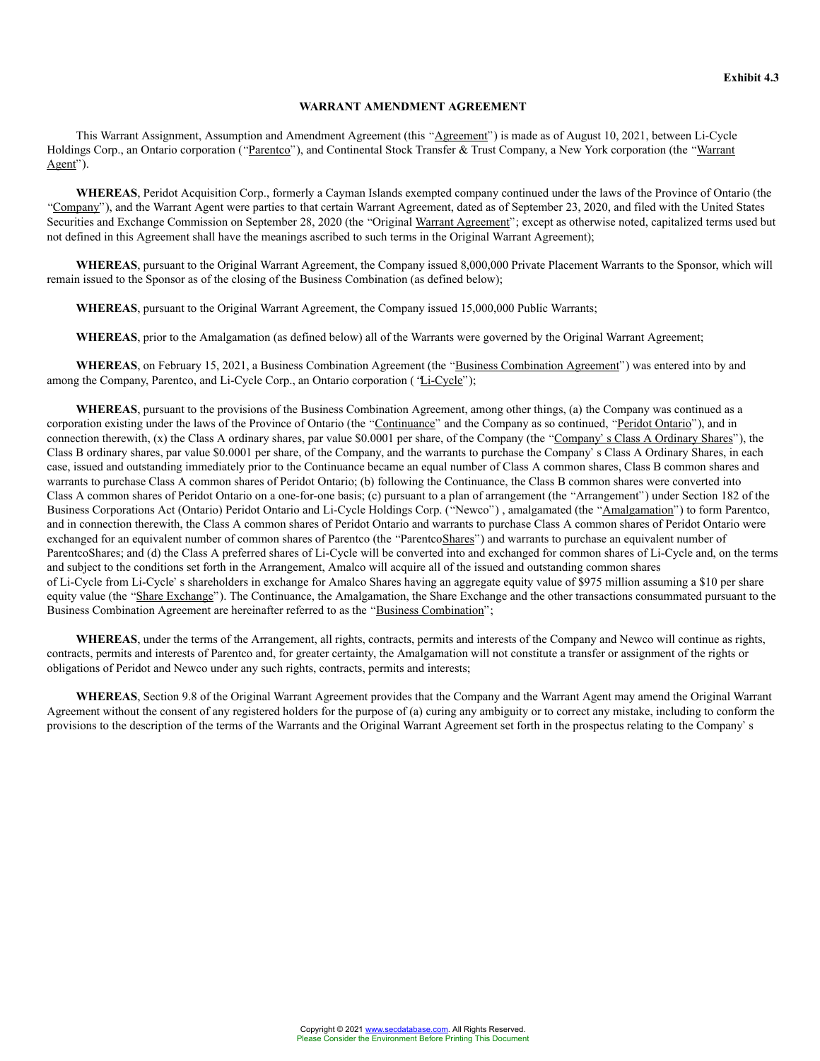**Exhibit 4.3**

**WARRANT AMENDMENT AGREEMENT**

This Warrant Assignment, Assumption and Amendment Agreement (this "Agreement") is made as of August 10, 2021, between Li-Cycle Holdings Corp., an Ontario corporation ("Parentco"), and Continental Stock Transfer & Trust Company, a New York corporation (the "Warrant Agent").

**WHEREAS**, Peridot Acquisition Corp., formerly a Cayman Islands exempted company continued under the laws of the Province of Ontario (the "Company"), and the Warrant Agent were parties to that certain Warrant Agreement, dated as of September 23, 2020, and filed with the United States Securities and Exchange Commission on September 28, 2020 (the "Original Warrant Agreement"; except as otherwise noted, capitalized terms used but not defined in this Agreement shall have the meanings ascribed to such terms in the Original Warrant Agreement);

**WHEREAS**, pursuant to the Original Warrant Agreement, the Company issued 8,000,000 Private Placement Warrants to the Sponsor, which will remain issued to the Sponsor as of the closing of the Business Combination (as defined below);

**WHEREAS**, pursuant to the Original Warrant Agreement, the Company issued 15,000,000 Public Warrants;

**WHEREAS**, prior to the Amalgamation (as defined below) all of the Warrants were governed by the Original Warrant Agreement;

**WHEREAS**, on February 15, 2021, a Business Combination Agreement (the "Business Combination Agreement") was entered into by and among the Company, Parentco, and Li-Cycle Corp., an Ontario corporation ("Li-Cycle");

**WHEREAS**, pursuant to the provisions of the Business Combination Agreement, among other things, (a) the Company was continued as a corporation existing under the laws of the Province of Ontario (the "Continuance" and the Company as so continued, "Peridot Ontario"), and in connection therewith, (x) the Class A ordinary shares, par value $0.0001 per share, of the Company (the "Company's Class A Ordinary Shares"), the Class B ordinary shares, par value $0.0001 per share, of the Company, and the warrants to purchase the Company's Class A Ordinary Shares, in each case, issued and outstanding immediately prior to the Continuance became an equal number of Class A common shares, Class B common shares and warrants to purchase Class A common shares of Peridot Ontario; (b) following the Continuance, the Class B common shares were converted into Class A common shares of Peridot Ontario on a one-for-one basis; (c) pursuant to a plan of arrangement (the "Arrangement") under Section 182 of the Business Corporations Act (Ontario) Peridot Ontario and Li-Cycle Holdings Corp. ("Newco") , amalgamated (the "Amalgamation") to form Parentco, and in connection therewith, the Class A common shares of Peridot Ontario and warrants to purchase Class A common shares of Peridot Ontario were exchanged for an equivalent number of common shares of Parentco (the "ParentcoShares") and warrants to purchase an equivalent number of ParentcoShares; and (d) the Class A preferred shares of Li-Cycle will be converted into and exchanged for common shares of Li-Cycle and, on the terms and subject to the conditions set forth in the Arrangement, Amalco will acquire all of the issued and outstanding common shares of Li-Cycle from Li-Cycle's shareholders in exchange for Amalco Shares having an aggregate equity value of $975 million assuming a $10 per share equity value (the "Share Exchange"). The Continuance, the Amalgamation, the Share Exchange and the other transactions consummated pursuant to the Business Combination Agreement are hereinafter referred to as the "Business Combination";

**WHEREAS**, under the terms of the Arrangement, all rights, contracts, permits and interests of the Company and Newco will continue as rights, contracts, permits and interests of Parentco and, for greater certainty, the Amalgamation will not constitute a transfer or assignment of the rights or obligations of Peridot and Newco under any such rights, contracts, permits and interests;

**WHEREAS**, Section 9.8 of the Original Warrant Agreement provides that the Company and the Warrant Agent may amend the Original Warrant Agreement without the consent of any registered holders for the purpose of (a) curing any ambiguity or to correct any mistake, including to conform the provisions to the description of the terms of the Warrants and the Original Warrant Agreement set forth in the prospectus relating to the Company's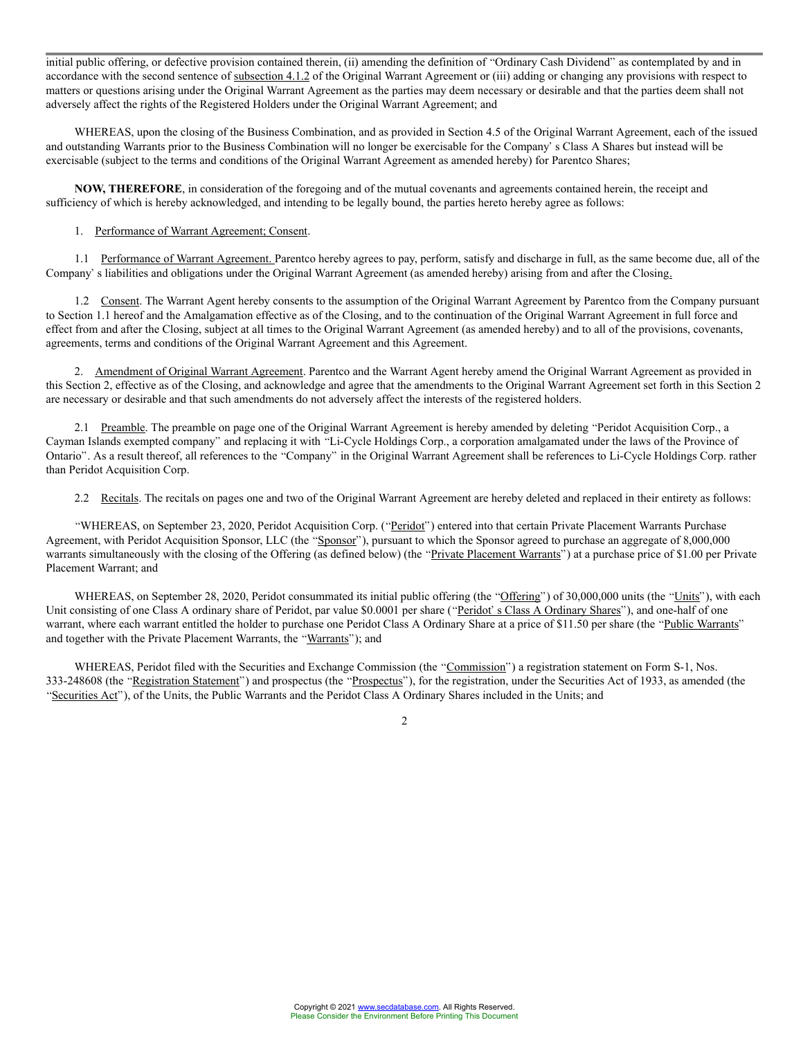initial public offering, or defective provision contained therein, (ii) amending the definition of "Ordinary Cash Dividend" as contemplated by and in accordance with the second sentence of subsection 4.1.2 of the Original Warrant Agreement or (iii) adding or changing any provisions with respect to matters or questions arising under the Original Warrant Agreement as the parties may deem necessary or desirable and that the parties deem shall not adversely affect the rights of the Registered Holders under the Original Warrant Agreement; and

WHEREAS, upon the closing of the Business Combination, and as provided in Section 4.5 of the Original Warrant Agreement, each of the issued and outstanding Warrants prior to the Business Combination will no longer be exercisable for the Company' s Class A Shares but instead will be exercisable (subject to the terms and conditions of the Original Warrant Agreement as amended hereby) for Parentco Shares;

**NOW, THEREFORE**, in consideration of the foregoing and of the mutual covenants and agreements contained herein, the receipt and sufficiency of which is hereby acknowledged, and intending to be legally bound, the parties hereto hereby agree as follows:

1. Performance of Warrant Agreement; Consent.

1.1 Performance of Warrant Agreement. Parentco hereby agrees to pay, perform, satisfy and discharge in full, as the same become due, all of the Company' s liabilities and obligations under the Original Warrant Agreement (as amended hereby) arising from and after the Closing.

1.2 Consent. The Warrant Agent hereby consents to the assumption of the Original Warrant Agreement by Parentco from the Company pursuant to Section 1.1 hereof and the Amalgamation effective as of the Closing, and to the continuation of the Original Warrant Agreement in full force and effect from and after the Closing, subject at all times to the Original Warrant Agreement (as amended hereby) and to all of the provisions, covenants, agreements, terms and conditions of the Original Warrant Agreement and this Agreement.

2. Amendment of Original Warrant Agreement. Parentco and the Warrant Agent hereby amend the Original Warrant Agreement as provided in this Section 2, effective as of the Closing, and acknowledge and agree that the amendments to the Original Warrant Agreement set forth in this Section 2 are necessary or desirable and that such amendments do not adversely affect the interests of the registered holders.

2.1 Preamble. The preamble on page one of the Original Warrant Agreement is hereby amended by deleting "Peridot Acquisition Corp., a Cayman Islands exempted company" and replacing it with "Li-Cycle Holdings Corp., a corporation amalgamated under the laws of the Province of Ontario". As a result thereof, all references to the "Company" in the Original Warrant Agreement shall be references to Li-Cycle Holdings Corp. rather than Peridot Acquisition Corp.

2.2 Recitals. The recitals on pages one and two of the Original Warrant Agreement are hereby deleted and replaced in their entirety as follows:

"WHEREAS, on September 23, 2020, Peridot Acquisition Corp. ("Peridot") entered into that certain Private Placement Warrants Purchase Agreement, with Peridot Acquisition Sponsor, LLC (the "Sponsor"), pursuant to which the Sponsor agreed to purchase an aggregate of 8,000,000 warrants simultaneously with the closing of the Offering (as defined below) (the "Private Placement Warrants") at a purchase price of $1.00 per Private Placement Warrant; and

WHEREAS, on September 28, 2020, Peridot consummated its initial public offering (the "Offering") of 30,000,000 units (the "Units"), with each Unit consisting of one Class A ordinary share of Peridot, par value $0.0001 per share ("Peridot' s Class A Ordinary Shares"), and one-half of one warrant, where each warrant entitled the holder to purchase one Peridot Class A Ordinary Share at a price of $11.50 per share (the "Public Warrants" and together with the Private Placement Warrants, the "Warrants"); and

WHEREAS, Peridot filed with the Securities and Exchange Commission (the "Commission") a registration statement on Form S-1, Nos. 333-248608 (the "Registration Statement") and prospectus (the "Prospectus"), for the registration, under the Securities Act of 1933, as amended (the "Securities Act"), of the Units, the Public Warrants and the Peridot Class A Ordinary Shares included in the Units; and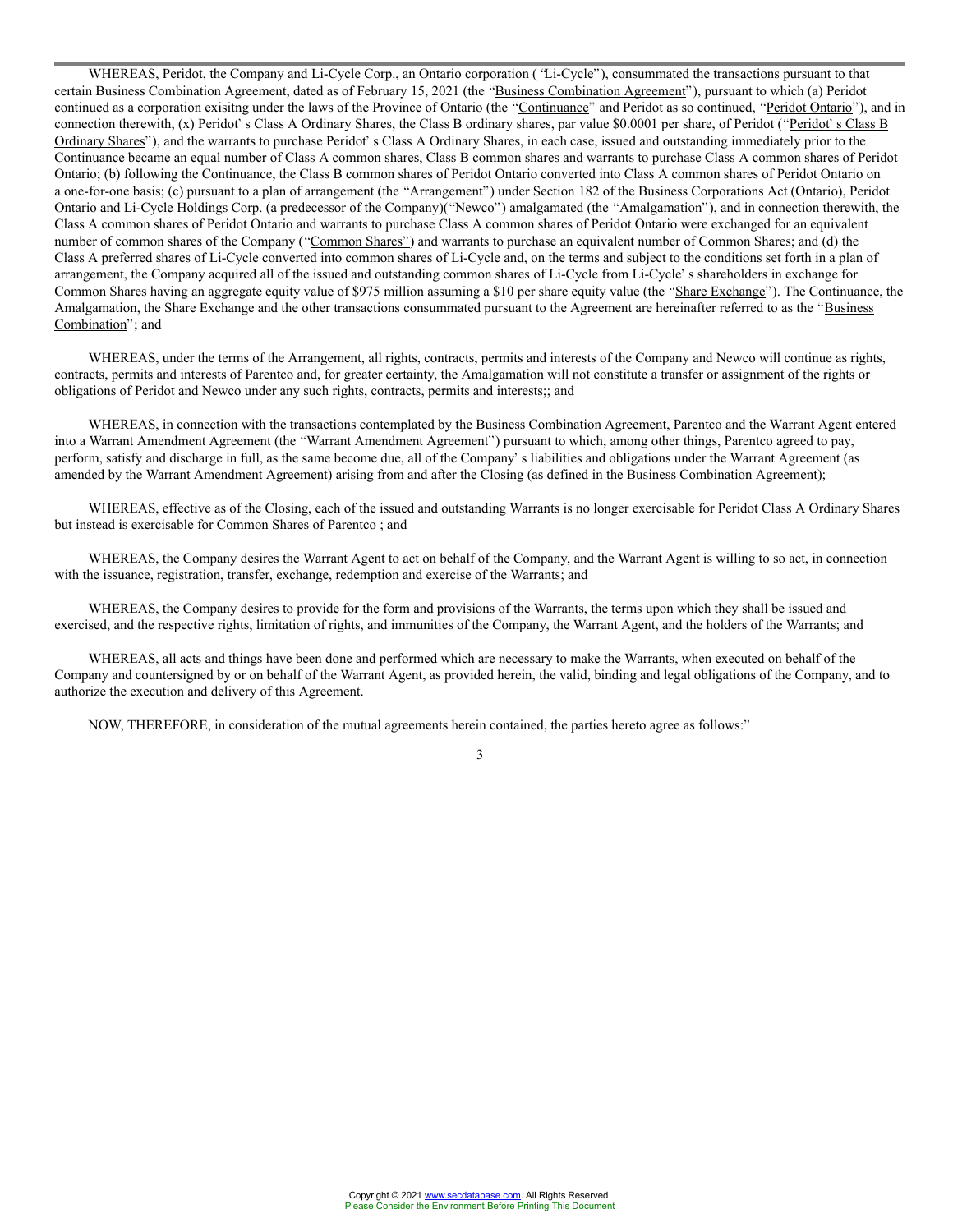WHEREAS, Peridot, the Company and Li-Cycle Corp., an Ontario corporation ( "Li-Cycle"), consummated the transactions pursuant to that certain Business Combination Agreement, dated as of February 15, 2021 (the "Business Combination Agreement"), pursuant to which (a) Peridot continued as a corporation exisitng under the laws of the Province of Ontario (the "Continuance" and Peridot as so continued, "Peridot Ontario"), and in connection therewith, (x) Peridot' s Class A Ordinary Shares, the Class B ordinary shares, par value $0.0001 per share, of Peridot ("Peridot' s Class B Ordinary Shares"), and the warrants to purchase Peridot' s Class A Ordinary Shares, in each case, issued and outstanding immediately prior to the Continuance became an equal number of Class A common shares, Class B common shares and warrants to purchase Class A common shares of Peridot Ontario; (b) following the Continuance, the Class B common shares of Peridot Ontario converted into Class A common shares of Peridot Ontario on a one-for-one basis; (c) pursuant to a plan of arrangement (the "Arrangement") under Section 182 of the Business Corporations Act (Ontario), Peridot Ontario and Li-Cycle Holdings Corp. (a predecessor of the Company)("Newco") amalgamated (the "Amalgamation"), and in connection therewith, the Class A common shares of Peridot Ontario and warrants to purchase Class A common shares of Peridot Ontario were exchanged for an equivalent number of common shares of the Company ("Common Shares") and warrants to purchase an equivalent number of Common Shares; and (d) the Class A preferred shares of Li-Cycle converted into common shares of Li-Cycle and, on the terms and subject to the conditions set forth in a plan of arrangement, the Company acquired all of the issued and outstanding common shares of Li-Cycle from Li-Cycle' s shareholders in exchange for Common Shares having an aggregate equity value of $975 million assuming a $10 per share equity value (the "Share Exchange"). The Continuance, the Amalgamation, the Share Exchange and the other transactions consummated pursuant to the Agreement are hereinafter referred to as the "Business Combination"; and

WHEREAS, under the terms of the Arrangement, all rights, contracts, permits and interests of the Company and Newco will continue as rights, contracts, permits and interests of Parentco and, for greater certainty, the Amalgamation will not constitute a transfer or assignment of the rights or obligations of Peridot and Newco under any such rights, contracts, permits and interests;; and

WHEREAS, in connection with the transactions contemplated by the Business Combination Agreement, Parentco and the Warrant Agent entered into a Warrant Amendment Agreement (the "Warrant Amendment Agreement") pursuant to which, among other things, Parentco agreed to pay, perform, satisfy and discharge in full, as the same become due, all of the Company' s liabilities and obligations under the Warrant Agreement (as amended by the Warrant Amendment Agreement) arising from and after the Closing (as defined in the Business Combination Agreement);

WHEREAS, effective as of the Closing, each of the issued and outstanding Warrants is no longer exercisable for Peridot Class A Ordinary Shares but instead is exercisable for Common Shares of Parentco ; and

WHEREAS, the Company desires the Warrant Agent to act on behalf of the Company, and the Warrant Agent is willing to so act, in connection with the issuance, registration, transfer, exchange, redemption and exercise of the Warrants; and

WHEREAS, the Company desires to provide for the form and provisions of the Warrants, the terms upon which they shall be issued and exercised, and the respective rights, limitation of rights, and immunities of the Company, the Warrant Agent, and the holders of the Warrants; and

WHEREAS, all acts and things have been done and performed which are necessary to make the Warrants, when executed on behalf of the Company and countersigned by or on behalf of the Warrant Agent, as provided herein, the valid, binding and legal obligations of the Company, and to authorize the execution and delivery of this Agreement.

NOW, THEREFORE, in consideration of the mutual agreements herein contained, the parties hereto agree as follows:"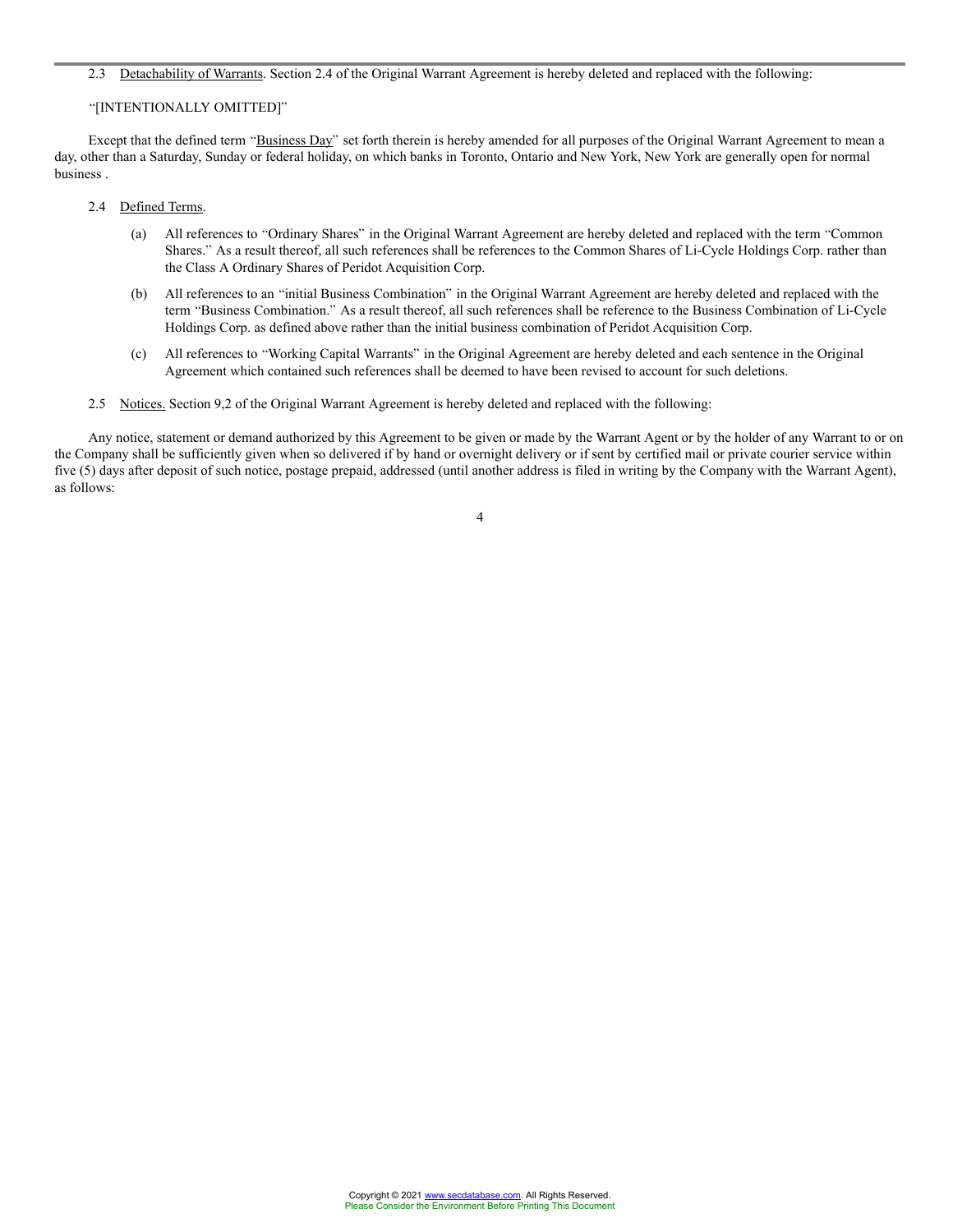2.3 Detachability of Warrants. Section 2.4 of the Original Warrant Agreement is hereby deleted and replaced with the following:

"[INTENTIONALLY OMITTED]"

Except that the defined term "Business Day" set forth therein is hereby amended for all purposes of the Original Warrant Agreement to mean a day, other than a Saturday, Sunday or federal holiday, on which banks in Toronto, Ontario and New York, New York are generally open for normal business .

2.4 Defined Terms.

(a) All references to "Ordinary Shares" in the Original Warrant Agreement are hereby deleted and replaced with the term "Common Shares." As a result thereof, all such references shall be references to the Common Shares of Li-Cycle Holdings Corp. rather than the Class A Ordinary Shares of Peridot Acquisition Corp.

(b) All references to an "initial Business Combination" in the Original Warrant Agreement are hereby deleted and replaced with the term "Business Combination." As a result thereof, all such references shall be reference to the Business Combination of Li-Cycle Holdings Corp. as defined above rather than the initial business combination of Peridot Acquisition Corp.

(c) All references to "Working Capital Warrants" in the Original Agreement are hereby deleted and each sentence in the Original Agreement which contained such references shall be deemed to have been revised to account for such deletions.

2.5 Notices. Section 9,2 of the Original Warrant Agreement is hereby deleted and replaced with the following:

Any notice, statement or demand authorized by this Agreement to be given or made by the Warrant Agent or by the holder of any Warrant to or on the Company shall be sufficiently given when so delivered if by hand or overnight delivery or if sent by certified mail or private courier service within five (5) days after deposit of such notice, postage prepaid, addressed (until another address is filed in writing by the Company with the Warrant Agent), as follows: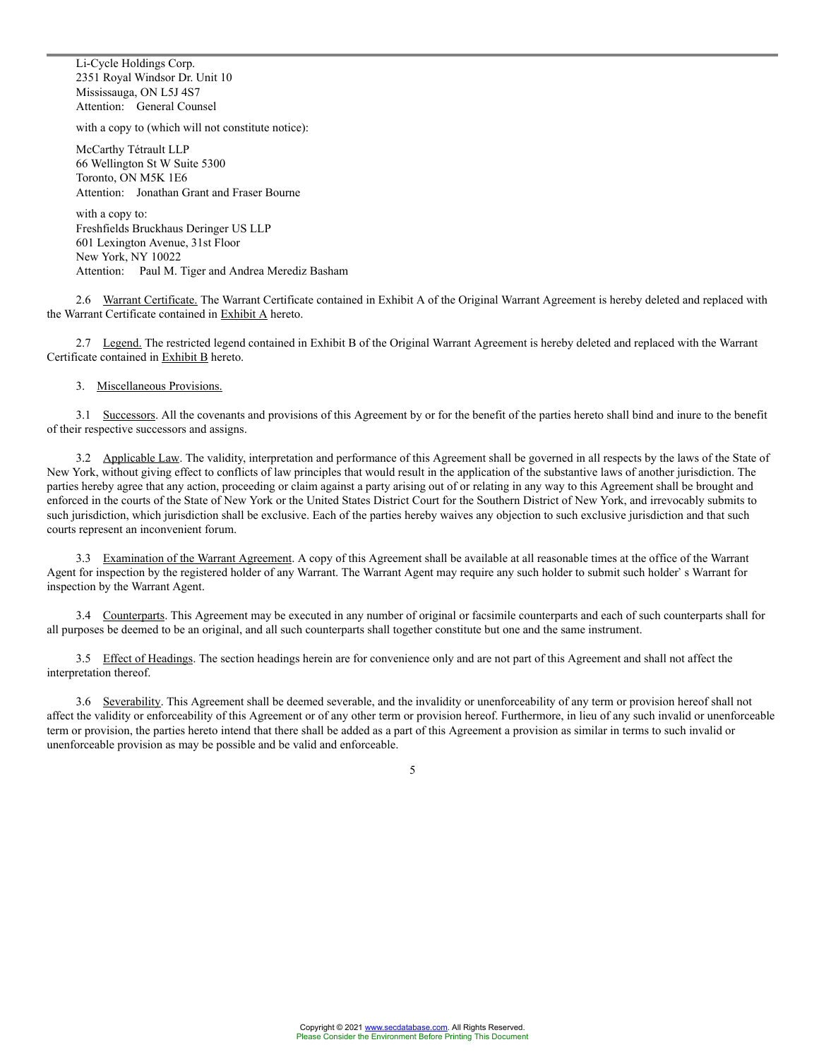Li-Cycle Holdings Corp.
2351 Royal Windsor Dr. Unit 10
Mississauga, ON L5J 4S7
Attention: General Counsel

with a copy to (which will not constitute notice):

McCarthy Tétrault LLP
66 Wellington St W Suite 5300
Toronto, ON M5K 1E6
Attention: Jonathan Grant and Fraser Bourne

with a copy to:
Freshfields Bruckhaus Deringer US LLP
601 Lexington Avenue, 31st Floor
New York, NY 10022
Attention: Paul M. Tiger and Andrea Merediz Basham

2.6 Warrant Certificate. The Warrant Certificate contained in Exhibit A of the Original Warrant Agreement is hereby deleted and replaced with the Warrant Certificate contained in Exhibit A hereto.

2.7 Legend. The restricted legend contained in Exhibit B of the Original Warrant Agreement is hereby deleted and replaced with the Warrant Certificate contained in Exhibit B hereto.

3. Miscellaneous Provisions.

3.1 Successors. All the covenants and provisions of this Agreement by or for the benefit of the parties hereto shall bind and inure to the benefit of their respective successors and assigns.

3.2 Applicable Law. The validity, interpretation and performance of this Agreement shall be governed in all respects by the laws of the State of New York, without giving effect to conflicts of law principles that would result in the application of the substantive laws of another jurisdiction. The parties hereby agree that any action, proceeding or claim against a party arising out of or relating in any way to this Agreement shall be brought and enforced in the courts of the State of New York or the United States District Court for the Southern District of New York, and irrevocably submits to such jurisdiction, which jurisdiction shall be exclusive. Each of the parties hereby waives any objection to such exclusive jurisdiction and that such courts represent an inconvenient forum.

3.3 Examination of the Warrant Agreement. A copy of this Agreement shall be available at all reasonable times at the office of the Warrant Agent for inspection by the registered holder of any Warrant. The Warrant Agent may require any such holder to submit such holder' s Warrant for inspection by the Warrant Agent.

3.4 Counterparts. This Agreement may be executed in any number of original or facsimile counterparts and each of such counterparts shall for all purposes be deemed to be an original, and all such counterparts shall together constitute but one and the same instrument.

3.5 Effect of Headings. The section headings herein are for convenience only and are not part of this Agreement and shall not affect the interpretation thereof.

3.6 Severability. This Agreement shall be deemed severable, and the invalidity or unenforceability of any term or provision hereof shall not affect the validity or enforceability of this Agreement or of any other term or provision hereof. Furthermore, in lieu of any such invalid or unenforceable term or provision, the parties hereto intend that there shall be added as a part of this Agreement a provision as similar in terms to such invalid or unenforceable provision as may be possible and be valid and enforceable.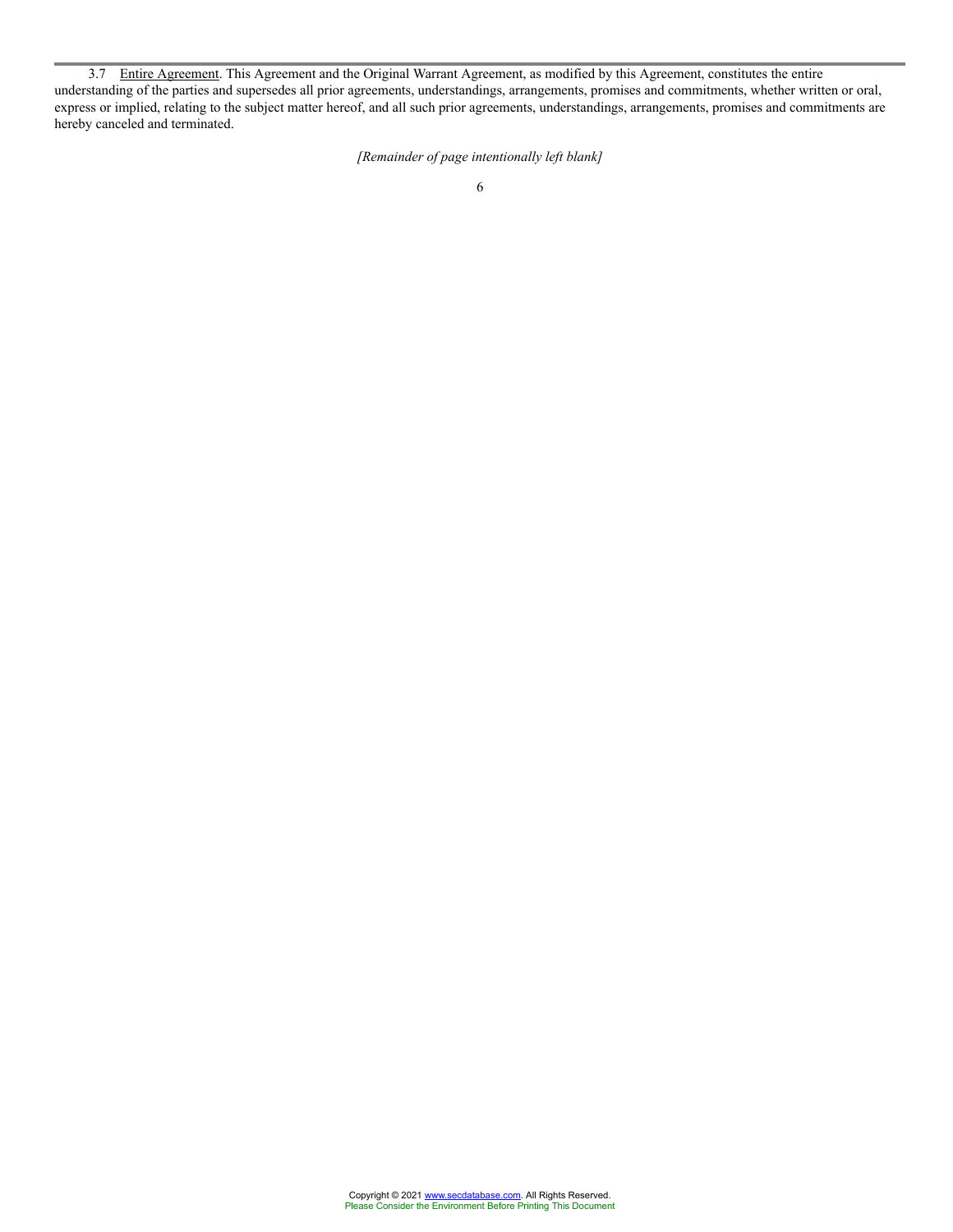3.7 Entire Agreement. This Agreement and the Original Warrant Agreement, as modified by this Agreement, constitutes the entire understanding of the parties and supersedes all prior agreements, understandings, arrangements, promises and commitments, whether written or oral, express or implied, relating to the subject matter hereof, and all such prior agreements, understandings, arrangements, promises and commitments are hereby canceled and terminated.

*[Remainder of page intentionally left blank]*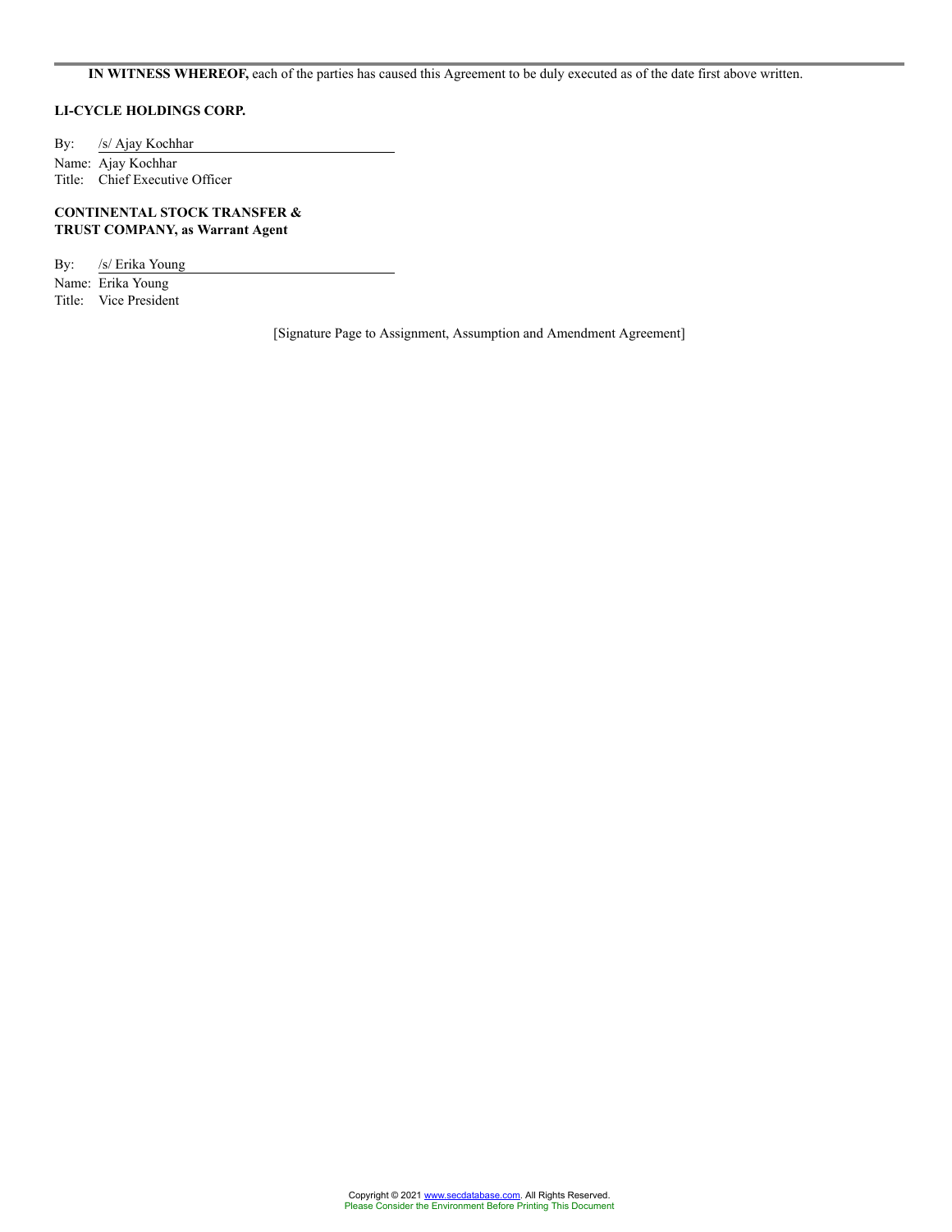**IN WITNESS WHEREOF,** each of the parties has caused this Agreement to be duly executed as of the date first above written.

**LI-CYCLE HOLDINGS CORP.**

By: /s/ Ajay Kochhar
Name: Ajay Kochhar
Title: Chief Executive Officer

**CONTINENTAL STOCK TRANSFER & TRUST COMPANY, as Warrant Agent**

By: /s/ Erika Young
Name: Erika Young
Title: Vice President

[Signature Page to Assignment, Assumption and Amendment Agreement]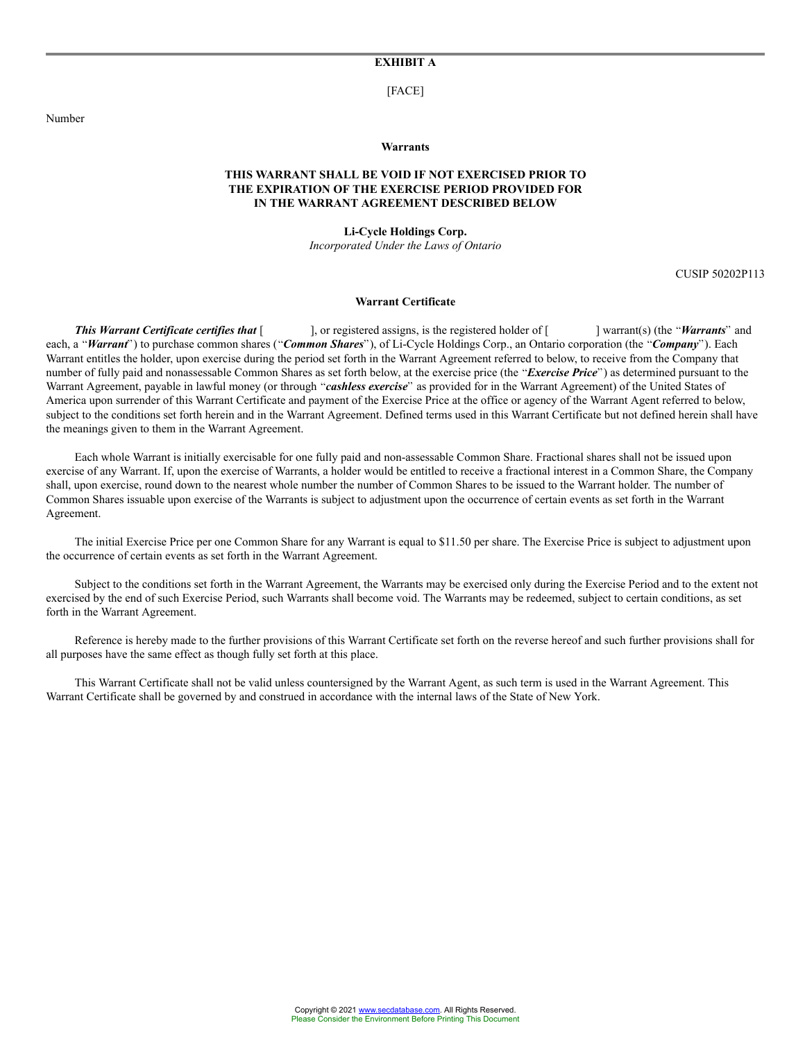**EXHIBIT A**

[FACE]

Number

**Warrants**

**THIS WARRANT SHALL BE VOID IF NOT EXERCISED PRIOR TO THE EXPIRATION OF THE EXERCISE PERIOD PROVIDED FOR IN THE WARRANT AGREEMENT DESCRIBED BELOW**

**Li-Cycle Holdings Corp.**
*Incorporated Under the Laws of Ontario*

CUSIP 50202P113

**Warrant Certificate**

***This Warrant Certificate certifies that*** [ ], or registered assigns, is the registered holder of [ ] warrant(s) (the "***Warrants***" and each, a "***Warrant***") to purchase common shares ("***Common Shares***"), of Li-Cycle Holdings Corp., an Ontario corporation (the "***Company***"). Each Warrant entitles the holder, upon exercise during the period set forth in the Warrant Agreement referred to below, to receive from the Company that number of fully paid and nonassessable Common Shares as set forth below, at the exercise price (the "***Exercise Price***") as determined pursuant to the Warrant Agreement, payable in lawful money (or through "***cashless exercise***" as provided for in the Warrant Agreement) of the United States of America upon surrender of this Warrant Certificate and payment of the Exercise Price at the office or agency of the Warrant Agent referred to below, subject to the conditions set forth herein and in the Warrant Agreement. Defined terms used in this Warrant Certificate but not defined herein shall have the meanings given to them in the Warrant Agreement.

Each whole Warrant is initially exercisable for one fully paid and non-assessable Common Share. Fractional shares shall not be issued upon exercise of any Warrant. If, upon the exercise of Warrants, a holder would be entitled to receive a fractional interest in a Common Share, the Company shall, upon exercise, round down to the nearest whole number the number of Common Shares to be issued to the Warrant holder. The number of Common Shares issuable upon exercise of the Warrants is subject to adjustment upon the occurrence of certain events as set forth in the Warrant Agreement.

The initial Exercise Price per one Common Share for any Warrant is equal to $11.50 per share. The Exercise Price is subject to adjustment upon the occurrence of certain events as set forth in the Warrant Agreement.

Subject to the conditions set forth in the Warrant Agreement, the Warrants may be exercised only during the Exercise Period and to the extent not exercised by the end of such Exercise Period, such Warrants shall become void. The Warrants may be redeemed, subject to certain conditions, as set forth in the Warrant Agreement.

Reference is hereby made to the further provisions of this Warrant Certificate set forth on the reverse hereof and such further provisions shall for all purposes have the same effect as though fully set forth at this place.

This Warrant Certificate shall not be valid unless countersigned by the Warrant Agent, as such term is used in the Warrant Agreement. This Warrant Certificate shall be governed by and construed in accordance with the internal laws of the State of New York.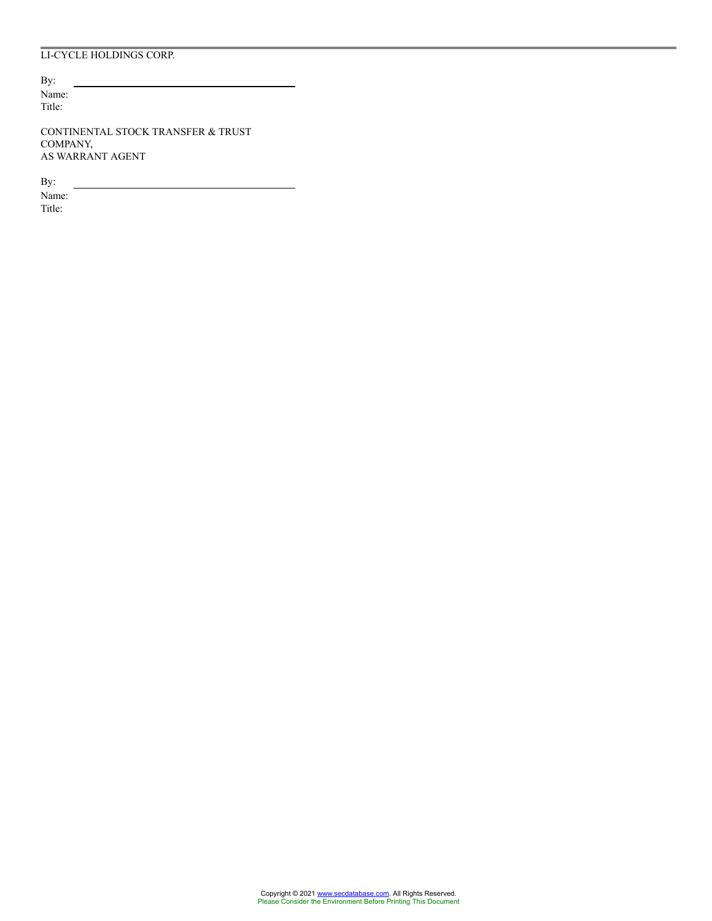LI-CYCLE HOLDINGS CORP.

By: \_\_\_\_\_\_\_\_\_\_\_\_\_\_\_\_\_\_\_\_\_\_\_\_\_\_\_\_\_\_\_\_\_\_\_\_\_\_\_\_

Name:

Title:

CONTINENTAL STOCK TRANSFER & TRUST COMPANY,
AS WARRANT AGENT

By: \_\_\_\_\_\_\_\_\_\_\_\_\_\_\_\_\_\_\_\_\_\_\_\_\_\_\_\_\_\_\_\_\_\_\_\_\_\_\_\_

Name:

Title: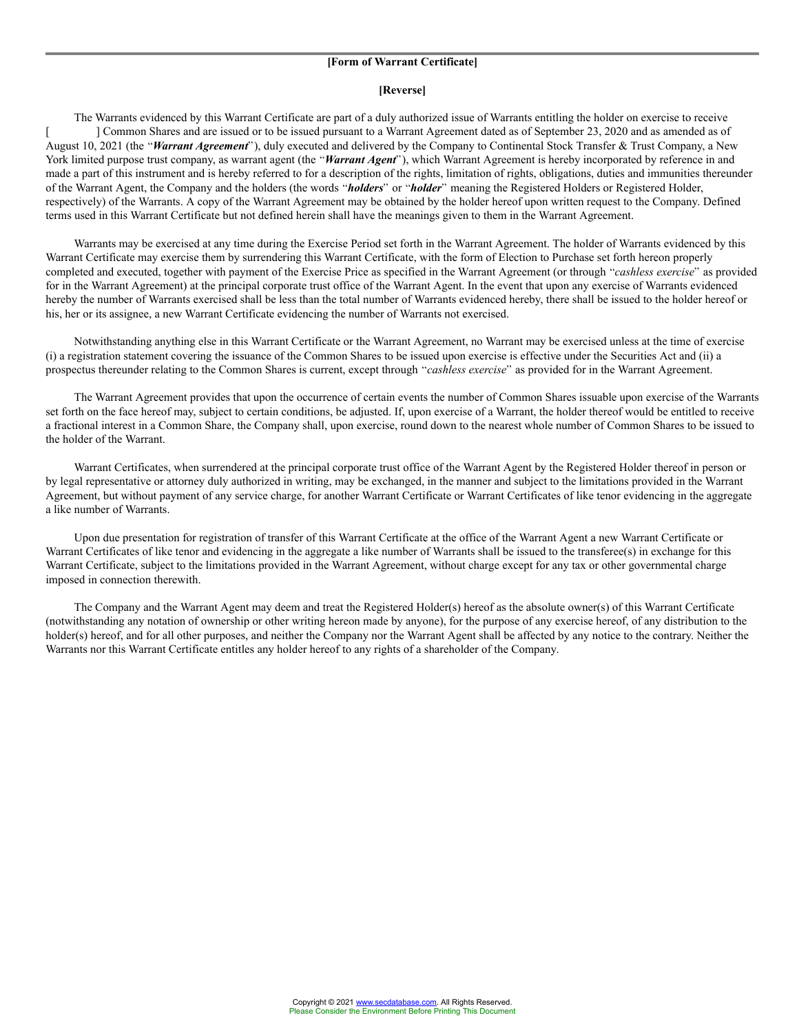**[Form of Warrant Certificate]**

**[Reverse]**

The Warrants evidenced by this Warrant Certificate are part of a duly authorized issue of Warrants entitling the holder on exercise to receive [          ] Common Shares and are issued or to be issued pursuant to a Warrant Agreement dated as of September 23, 2020 and as amended as of August 10, 2021 (the "***Warrant Agreement***"), duly executed and delivered by the Company to Continental Stock Transfer & Trust Company, a New York limited purpose trust company, as warrant agent (the "***Warrant Agent***"), which Warrant Agreement is hereby incorporated by reference in and made a part of this instrument and is hereby referred to for a description of the rights, limitation of rights, obligations, duties and immunities thereunder of the Warrant Agent, the Company and the holders (the words "***holders***" or "***holder***" meaning the Registered Holders or Registered Holder, respectively) of the Warrants. A copy of the Warrant Agreement may be obtained by the holder hereof upon written request to the Company. Defined terms used in this Warrant Certificate but not defined herein shall have the meanings given to them in the Warrant Agreement.

Warrants may be exercised at any time during the Exercise Period set forth in the Warrant Agreement. The holder of Warrants evidenced by this Warrant Certificate may exercise them by surrendering this Warrant Certificate, with the form of Election to Purchase set forth hereon properly completed and executed, together with payment of the Exercise Price as specified in the Warrant Agreement (or through "*cashless exercise*" as provided for in the Warrant Agreement) at the principal corporate trust office of the Warrant Agent. In the event that upon any exercise of Warrants evidenced hereby the number of Warrants exercised shall be less than the total number of Warrants evidenced hereby, there shall be issued to the holder hereof or his, her or its assignee, a new Warrant Certificate evidencing the number of Warrants not exercised.

Notwithstanding anything else in this Warrant Certificate or the Warrant Agreement, no Warrant may be exercised unless at the time of exercise (i) a registration statement covering the issuance of the Common Shares to be issued upon exercise is effective under the Securities Act and (ii) a prospectus thereunder relating to the Common Shares is current, except through "*cashless exercise*" as provided for in the Warrant Agreement.

The Warrant Agreement provides that upon the occurrence of certain events the number of Common Shares issuable upon exercise of the Warrants set forth on the face hereof may, subject to certain conditions, be adjusted. If, upon exercise of a Warrant, the holder thereof would be entitled to receive a fractional interest in a Common Share, the Company shall, upon exercise, round down to the nearest whole number of Common Shares to be issued to the holder of the Warrant.

Warrant Certificates, when surrendered at the principal corporate trust office of the Warrant Agent by the Registered Holder thereof in person or by legal representative or attorney duly authorized in writing, may be exchanged, in the manner and subject to the limitations provided in the Warrant Agreement, but without payment of any service charge, for another Warrant Certificate or Warrant Certificates of like tenor evidencing in the aggregate a like number of Warrants.

Upon due presentation for registration of transfer of this Warrant Certificate at the office of the Warrant Agent a new Warrant Certificate or Warrant Certificates of like tenor and evidencing in the aggregate a like number of Warrants shall be issued to the transferee(s) in exchange for this Warrant Certificate, subject to the limitations provided in the Warrant Agreement, without charge except for any tax or other governmental charge imposed in connection therewith.

The Company and the Warrant Agent may deem and treat the Registered Holder(s) hereof as the absolute owner(s) of this Warrant Certificate (notwithstanding any notation of ownership or other writing hereon made by anyone), for the purpose of any exercise hereof, of any distribution to the holder(s) hereof, and for all other purposes, and neither the Company nor the Warrant Agent shall be affected by any notice to the contrary. Neither the Warrants nor this Warrant Certificate entitles any holder hereof to any rights of a shareholder of the Company.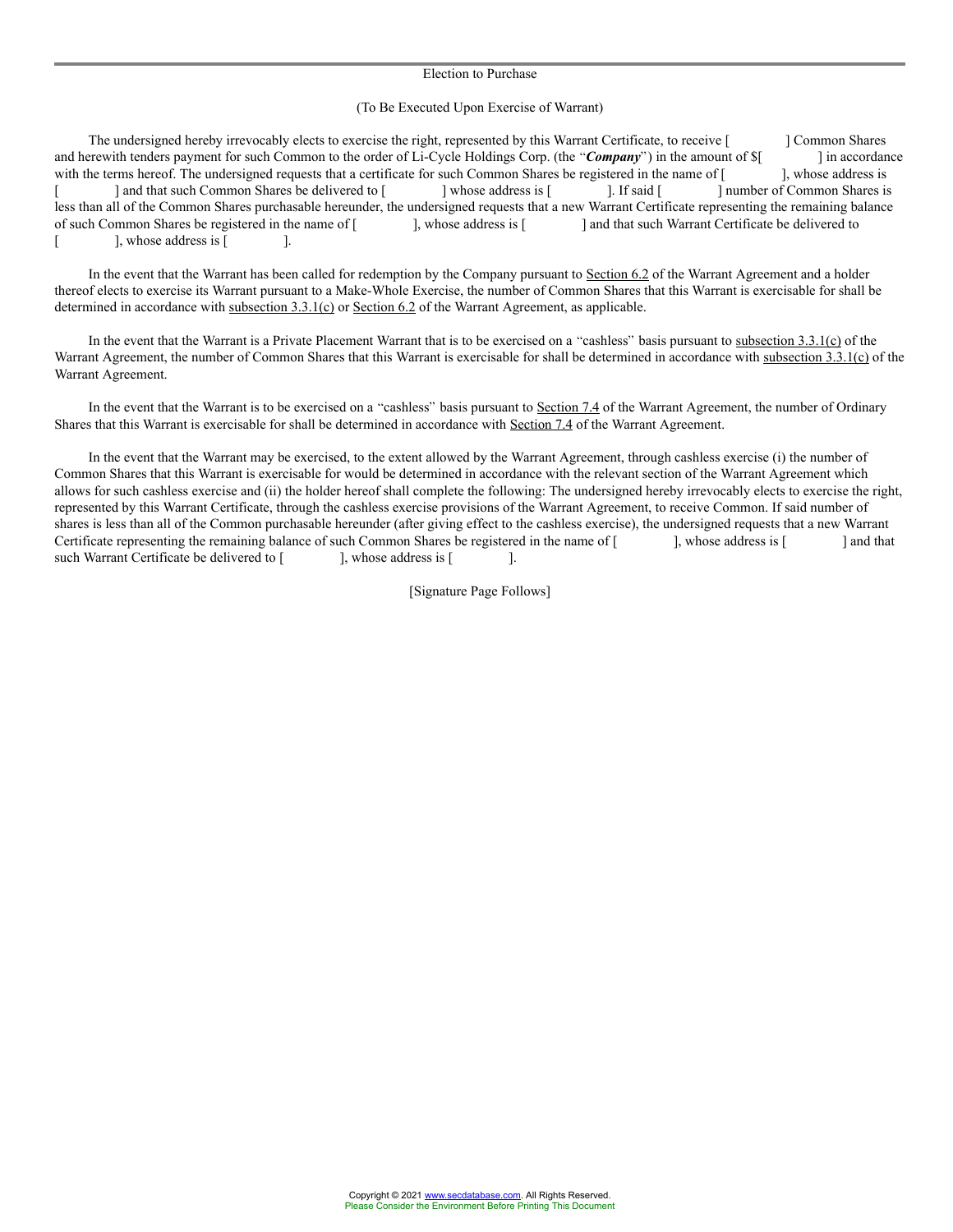Election to Purchase

(To Be Executed Upon Exercise of Warrant)

The undersigned hereby irrevocably elects to exercise the right, represented by this Warrant Certificate, to receive [ ] Common Shares and herewith tenders payment for such Common to the order of Li-Cycle Holdings Corp. (the "***Company***") in the amount of $[ ] in accordance with the terms hereof. The undersigned requests that a certificate for such Common Shares be registered in the name of [ ], whose address is [ ] and that such Common Shares be delivered to [ ] whose address is [ ]. If said [ ] number of Common Shares is less than all of the Common Shares purchasable hereunder, the undersigned requests that a new Warrant Certificate representing the remaining balance of such Common Shares be registered in the name of [ ], whose address is [ ] and that such Warrant Certificate be delivered to [ ], whose address is [ ].

In the event that the Warrant has been called for redemption by the Company pursuant to Section 6.2 of the Warrant Agreement and a holder thereof elects to exercise its Warrant pursuant to a Make-Whole Exercise, the number of Common Shares that this Warrant is exercisable for shall be determined in accordance with subsection 3.3.1(c) or Section 6.2 of the Warrant Agreement, as applicable.

In the event that the Warrant is a Private Placement Warrant that is to be exercised on a "cashless" basis pursuant to subsection 3.3.1(c) of the Warrant Agreement, the number of Common Shares that this Warrant is exercisable for shall be determined in accordance with subsection 3.3.1(c) of the Warrant Agreement.

In the event that the Warrant is to be exercised on a "cashless" basis pursuant to Section 7.4 of the Warrant Agreement, the number of Ordinary Shares that this Warrant is exercisable for shall be determined in accordance with Section 7.4 of the Warrant Agreement.

In the event that the Warrant may be exercised, to the extent allowed by the Warrant Agreement, through cashless exercise (i) the number of Common Shares that this Warrant is exercisable for would be determined in accordance with the relevant section of the Warrant Agreement which allows for such cashless exercise and (ii) the holder hereof shall complete the following: The undersigned hereby irrevocably elects to exercise the right, represented by this Warrant Certificate, through the cashless exercise provisions of the Warrant Agreement, to receive Common. If said number of shares is less than all of the Common purchasable hereunder (after giving effect to the cashless exercise), the undersigned requests that a new Warrant Certificate representing the remaining balance of such Common Shares be registered in the name of [ ], whose address is [ ] and that such Warrant Certificate be delivered to [ ], whose address is [ ].

[Signature Page Follows]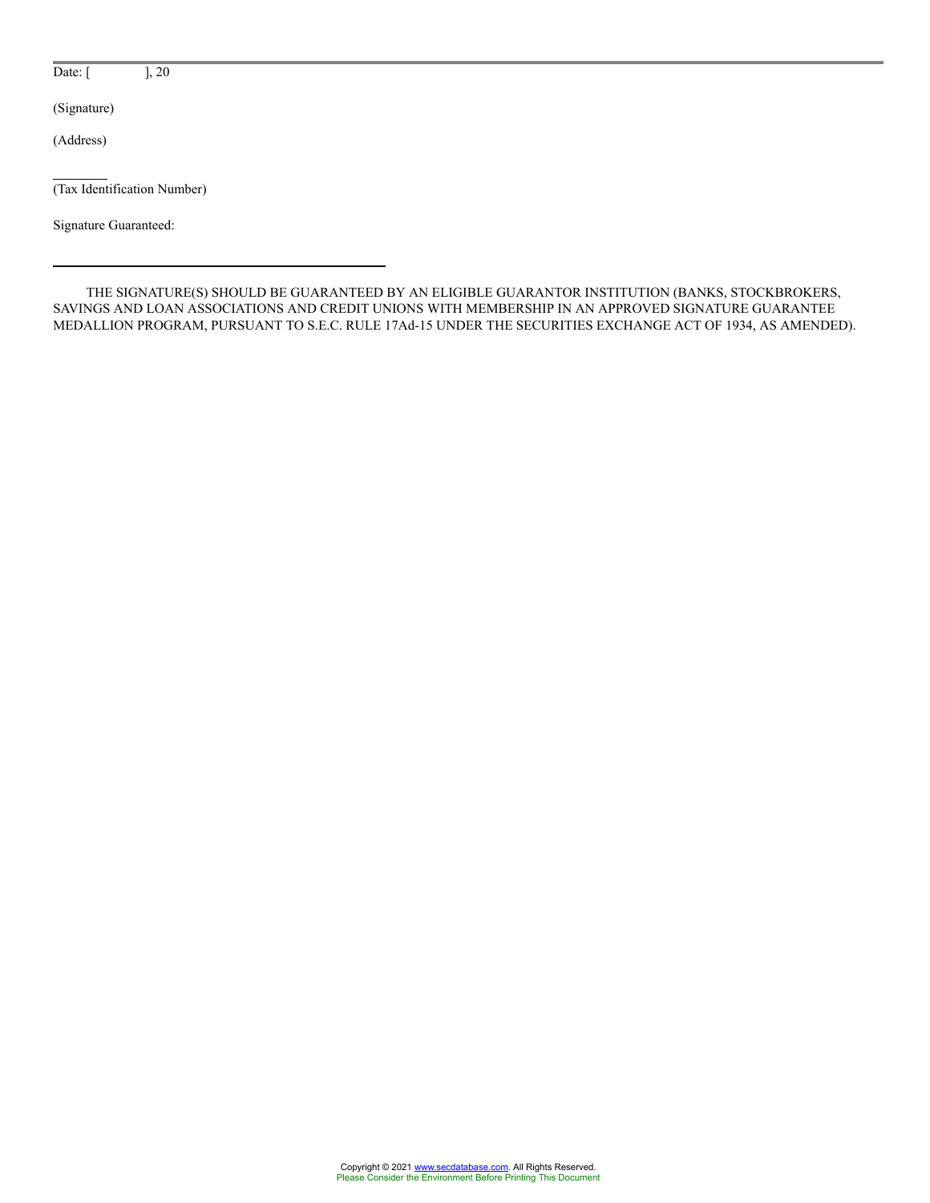Date: [ ], 20

(Signature)

(Address)

\_\_\_\_\_\_\_\_

(Tax Identification Number)

Signature Guaranteed:

\_\_\_\_\_\_\_\_\_\_\_\_\_\_\_\_\_\_\_\_\_\_\_\_\_\_\_\_\_\_\_\_\_\_\_\_\_\_\_\_\_\_\_\_

THE SIGNATURE(S) SHOULD BE GUARANTEED BY AN ELIGIBLE GUARANTOR INSTITUTION (BANKS, STOCKBROKERS, SAVINGS AND LOAN ASSOCIATIONS AND CREDIT UNIONS WITH MEMBERSHIP IN AN APPROVED SIGNATURE GUARANTEE MEDALLION PROGRAM, PURSUANT TO S.E.C. RULE 17Ad-15 UNDER THE SECURITIES EXCHANGE ACT OF 1934, AS AMENDED).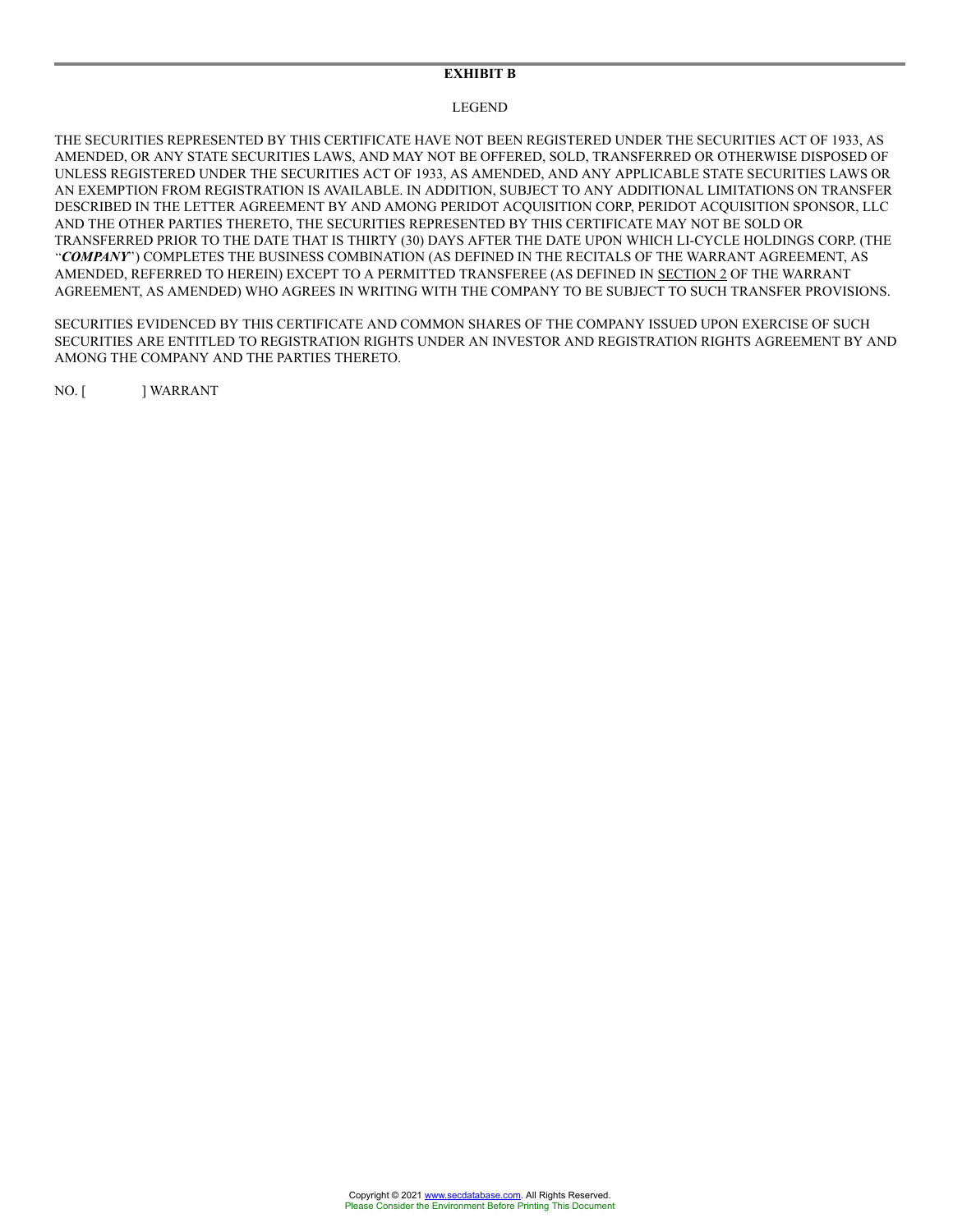**EXHIBIT B**

LEGEND

THE SECURITIES REPRESENTED BY THIS CERTIFICATE HAVE NOT BEEN REGISTERED UNDER THE SECURITIES ACT OF 1933, AS AMENDED, OR ANY STATE SECURITIES LAWS, AND MAY NOT BE OFFERED, SOLD, TRANSFERRED OR OTHERWISE DISPOSED OF UNLESS REGISTERED UNDER THE SECURITIES ACT OF 1933, AS AMENDED, AND ANY APPLICABLE STATE SECURITIES LAWS OR AN EXEMPTION FROM REGISTRATION IS AVAILABLE. IN ADDITION, SUBJECT TO ANY ADDITIONAL LIMITATIONS ON TRANSFER DESCRIBED IN THE LETTER AGREEMENT BY AND AMONG PERIDOT ACQUISITION CORP, PERIDOT ACQUISITION SPONSOR, LLC AND THE OTHER PARTIES THERETO, THE SECURITIES REPRESENTED BY THIS CERTIFICATE MAY NOT BE SOLD OR TRANSFERRED PRIOR TO THE DATE THAT IS THIRTY (30) DAYS AFTER THE DATE UPON WHICH LI-CYCLE HOLDINGS CORP. (THE "***COMPANY***") COMPLETES THE BUSINESS COMBINATION (AS DEFINED IN THE RECITALS OF THE WARRANT AGREEMENT, AS AMENDED, REFERRED TO HEREIN) EXCEPT TO A PERMITTED TRANSFEREE (AS DEFINED IN SECTION 2 OF THE WARRANT AGREEMENT, AS AMENDED) WHO AGREES IN WRITING WITH THE COMPANY TO BE SUBJECT TO SUCH TRANSFER PROVISIONS.

SECURITIES EVIDENCED BY THIS CERTIFICATE AND COMMON SHARES OF THE COMPANY ISSUED UPON EXERCISE OF SUCH SECURITIES ARE ENTITLED TO REGISTRATION RIGHTS UNDER AN INVESTOR AND REGISTRATION RIGHTS AGREEMENT BY AND AMONG THE COMPANY AND THE PARTIES THERETO.

NO. [ ] WARRANT